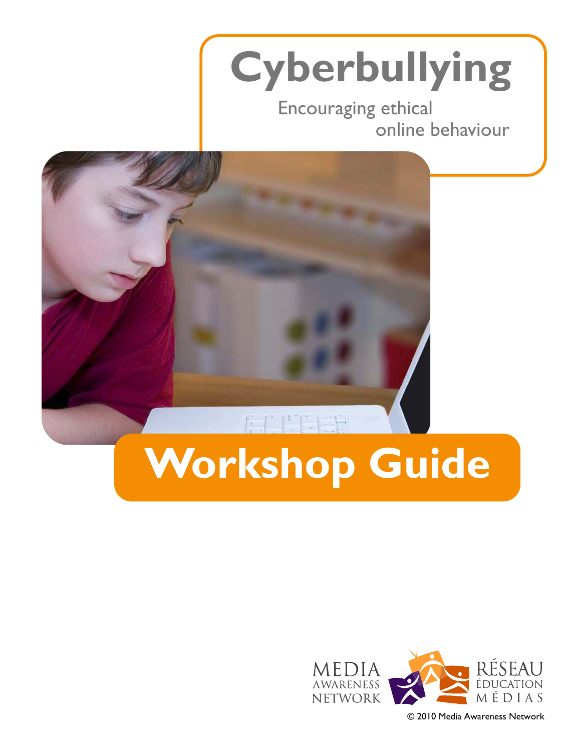# Cyberbullying

Encouraging ethical online behaviour

# Workshop Guide

MEDIA AWARENESS NETWORK

RÉSEAU ÉDUCATION MÉDIAS

© 2010 Media Awareness Network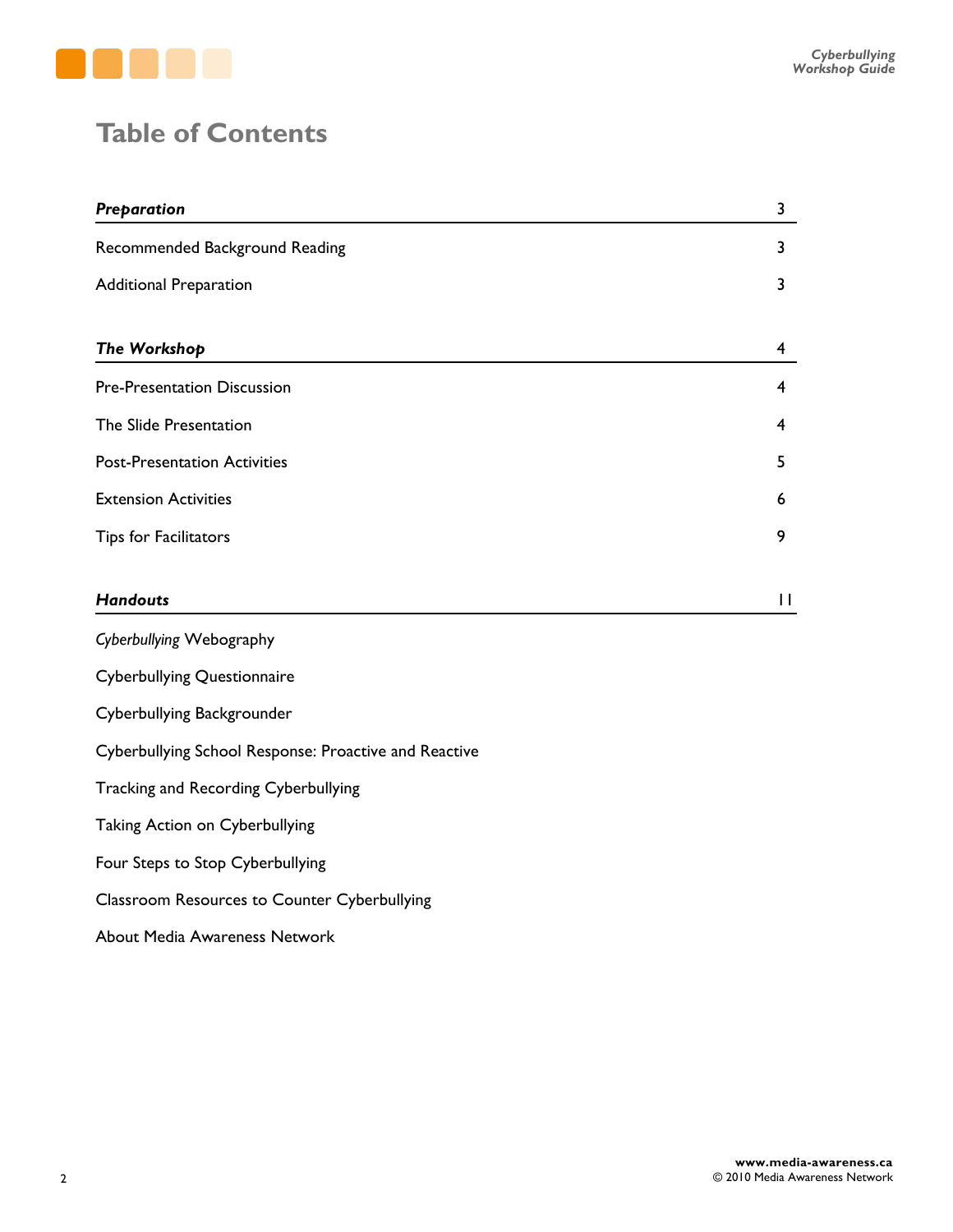# Table of Contents

| | |
|---|---|
| ***Preparation*** | 3 |
| Recommended Background Reading | 3 |
| Additional Preparation | 3 |
| ***The Workshop*** | 4 |
| Pre-Presentation Discussion | 4 |
| The Slide Presentation | 4 |
| Post-Presentation Activities | 5 |
| Extension Activities | 6 |
| Tips for Facilitators | 9 |
| ***Handouts*** | 11 |
| *Cyberbullying* Webography | |
| Cyberbullying Questionnaire | |
| Cyberbullying Backgrounder | |
| Cyberbullying School Response: Proactive and Reactive | |
| Tracking and Recording Cyberbullying | |
| Taking Action on Cyberbullying | |
| Four Steps to Stop Cyberbullying | |
| Classroom Resources to Counter Cyberbullying | |
| About Media Awareness Network | |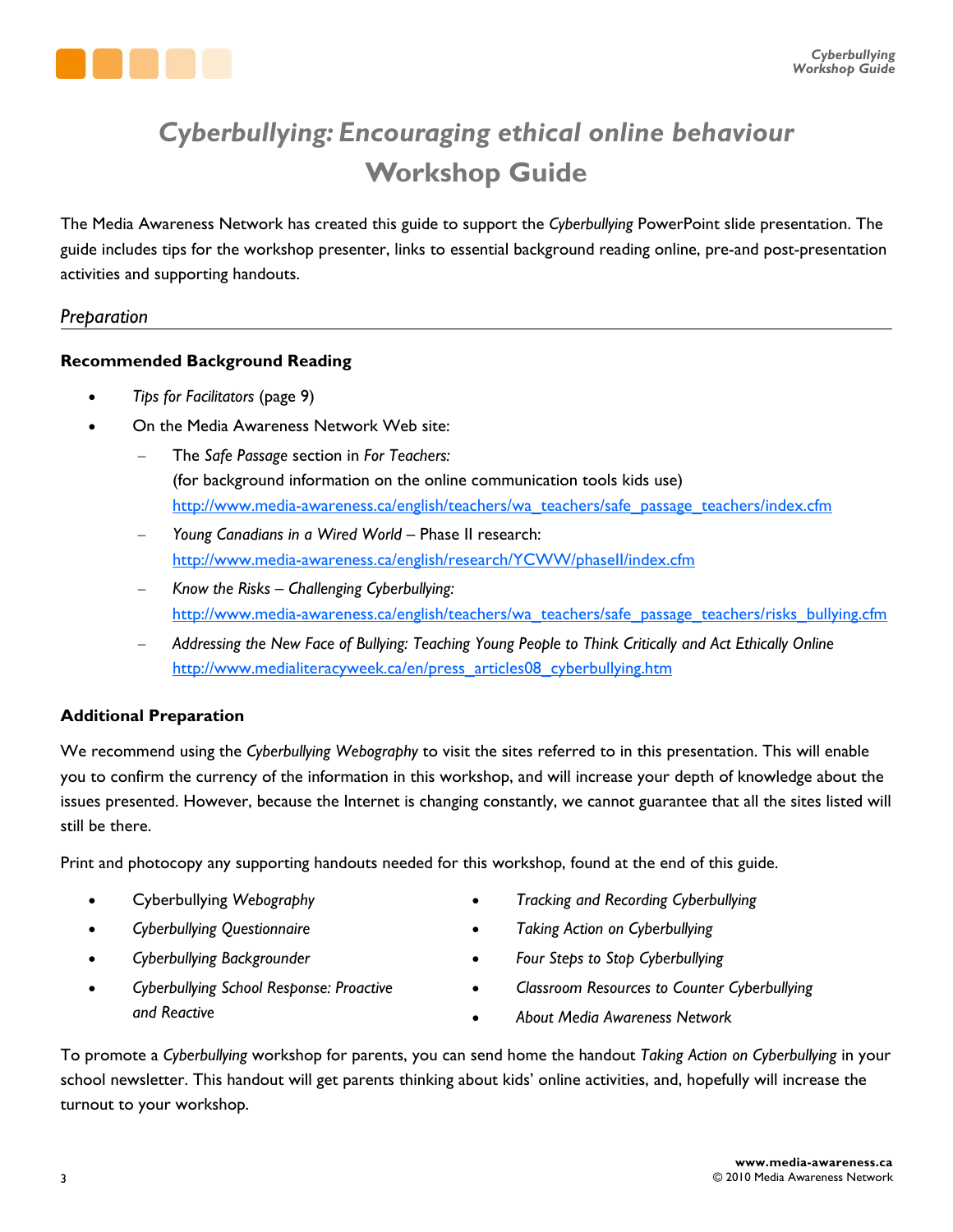# *Cyberbullying: Encouraging ethical online behaviour*
# Workshop Guide

The Media Awareness Network has created this guide to support the *Cyberbullying* PowerPoint slide presentation. The guide includes tips for the workshop presenter, links to essential background reading online, pre-and post-presentation activities and supporting handouts.

## *Preparation*

### Recommended Background Reading

- *Tips for Facilitators* (page 9)
- On the Media Awareness Network Web site:
  - The *Safe Passage* section in *For Teachers:* (for background information on the online communication tools kids use) http://www.media-awareness.ca/english/teachers/wa_teachers/safe_passage_teachers/index.cfm
  - *Young Canadians in a Wired World* – Phase II research: http://www.media-awareness.ca/english/research/YCWW/phaseII/index.cfm
  - *Know the Risks – Challenging Cyberbullying:* http://www.media-awareness.ca/english/teachers/wa_teachers/safe_passage_teachers/risks_bullying.cfm
  - *Addressing the New Face of Bullying: Teaching Young People to Think Critically and Act Ethically Online* http://www.medialiteracyweek.ca/en/press_articles08_cyberbullying.htm

### Additional Preparation

We recommend using the *Cyberbullying Webography* to visit the sites referred to in this presentation. This will enable you to confirm the currency of the information in this workshop, and will increase your depth of knowledge about the issues presented. However, because the Internet is changing constantly, we cannot guarantee that all the sites listed will still be there.

Print and photocopy any supporting handouts needed for this workshop, found at the end of this guide.

- Cyberbullying *Webography*
- *Cyberbullying Questionnaire*
- *Cyberbullying Backgrounder*
- *Cyberbullying School Response: Proactive and Reactive*
- *Tracking and Recording Cyberbullying*
- *Taking Action on Cyberbullying*
- *Four Steps to Stop Cyberbullying*
- *Classroom Resources to Counter Cyberbullying*
- *About Media Awareness Network*

To promote a *Cyberbullying* workshop for parents, you can send home the handout *Taking Action on Cyberbullying* in your school newsletter. This handout will get parents thinking about kids' online activities, and, hopefully will increase the turnout to your workshop.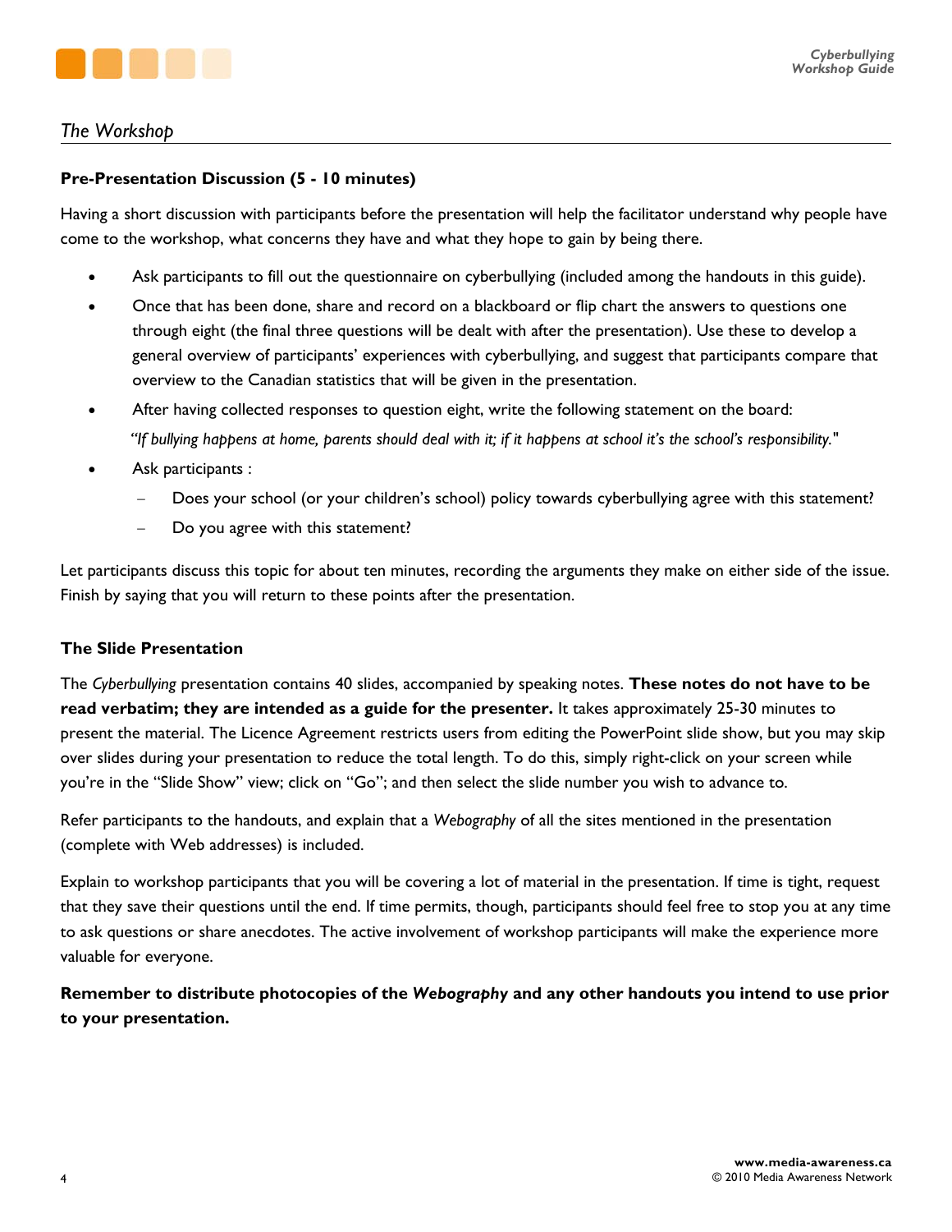## *The Workshop*

### Pre-Presentation Discussion (5 - 10 minutes)

Having a short discussion with participants before the presentation will help the facilitator understand why people have come to the workshop, what concerns they have and what they hope to gain by being there.

- Ask participants to fill out the questionnaire on cyberbullying (included among the handouts in this guide).
- Once that has been done, share and record on a blackboard or flip chart the answers to questions one through eight (the final three questions will be dealt with after the presentation). Use these to develop a general overview of participants' experiences with cyberbullying, and suggest that participants compare that overview to the Canadian statistics that will be given in the presentation.
- After having collected responses to question eight, write the following statement on the board:
  *"If bullying happens at home, parents should deal with it; if it happens at school it's the school's responsibility."*
- Ask participants :
  - Does your school (or your children's school) policy towards cyberbullying agree with this statement?
  - Do you agree with this statement?

Let participants discuss this topic for about ten minutes, recording the arguments they make on either side of the issue. Finish by saying that you will return to these points after the presentation.

### The Slide Presentation

The *Cyberbullying* presentation contains 40 slides, accompanied by speaking notes. **These notes do not have to be read verbatim; they are intended as a guide for the presenter.** It takes approximately 25-30 minutes to present the material. The Licence Agreement restricts users from editing the PowerPoint slide show, but you may skip over slides during your presentation to reduce the total length. To do this, simply right-click on your screen while you're in the "Slide Show" view; click on "Go"; and then select the slide number you wish to advance to.

Refer participants to the handouts, and explain that a *Webography* of all the sites mentioned in the presentation (complete with Web addresses) is included.

Explain to workshop participants that you will be covering a lot of material in the presentation. If time is tight, request that they save their questions until the end. If time permits, though, participants should feel free to stop you at any time to ask questions or share anecdotes. The active involvement of workshop participants will make the experience more valuable for everyone.

**Remember to distribute photocopies of the *Webography* and any other handouts you intend to use prior to your presentation.**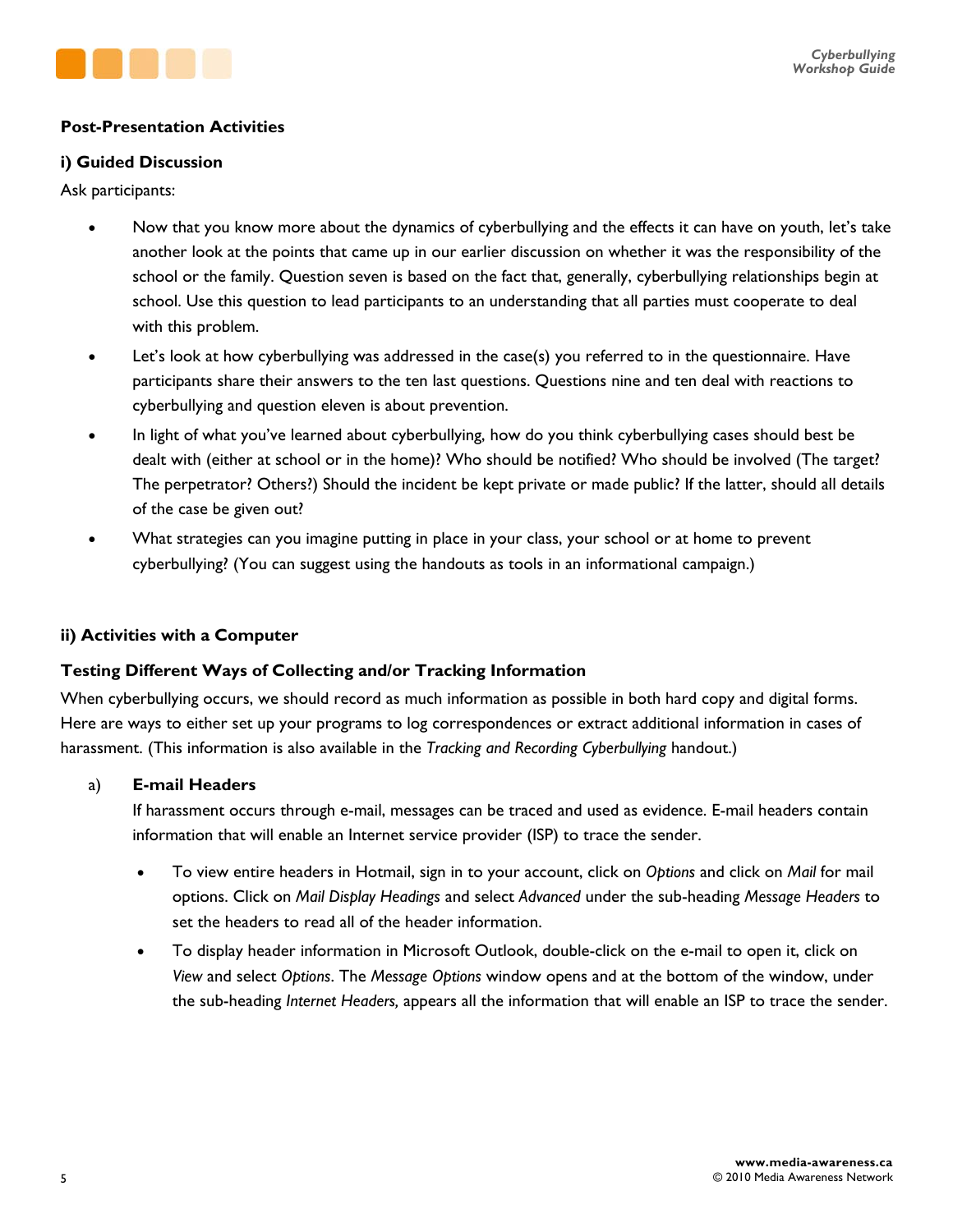**Post-Presentation Activities**

**i) Guided Discussion**

Ask participants:

- Now that you know more about the dynamics of cyberbullying and the effects it can have on youth, let's take another look at the points that came up in our earlier discussion on whether it was the responsibility of the school or the family. Question seven is based on the fact that, generally, cyberbullying relationships begin at school. Use this question to lead participants to an understanding that all parties must cooperate to deal with this problem.
- Let's look at how cyberbullying was addressed in the case(s) you referred to in the questionnaire. Have participants share their answers to the ten last questions. Questions nine and ten deal with reactions to cyberbullying and question eleven is about prevention.
- In light of what you've learned about cyberbullying, how do you think cyberbullying cases should best be dealt with (either at school or in the home)? Who should be notified? Who should be involved (The target? The perpetrator? Others?) Should the incident be kept private or made public? If the latter, should all details of the case be given out?
- What strategies can you imagine putting in place in your class, your school or at home to prevent cyberbullying? (You can suggest using the handouts as tools in an informational campaign.)

**ii) Activities with a Computer**

**Testing Different Ways of Collecting and/or Tracking Information**

When cyberbullying occurs, we should record as much information as possible in both hard copy and digital forms. Here are ways to either set up your programs to log correspondences or extract additional information in cases of harassment. (This information is also available in the *Tracking and Recording Cyberbullying* handout.)

a) **E-mail Headers**

If harassment occurs through e-mail, messages can be traced and used as evidence. E-mail headers contain information that will enable an Internet service provider (ISP) to trace the sender.

- To view entire headers in Hotmail, sign in to your account, click on *Options* and click on *Mail* for mail options. Click on *Mail Display Headings* and select *Advanced* under the sub-heading *Message Headers* to set the headers to read all of the header information.
- To display header information in Microsoft Outlook, double-click on the e-mail to open it, click on *View* and select *Options*. The *Message Options* window opens and at the bottom of the window, under the sub-heading *Internet Headers,* appears all the information that will enable an ISP to trace the sender.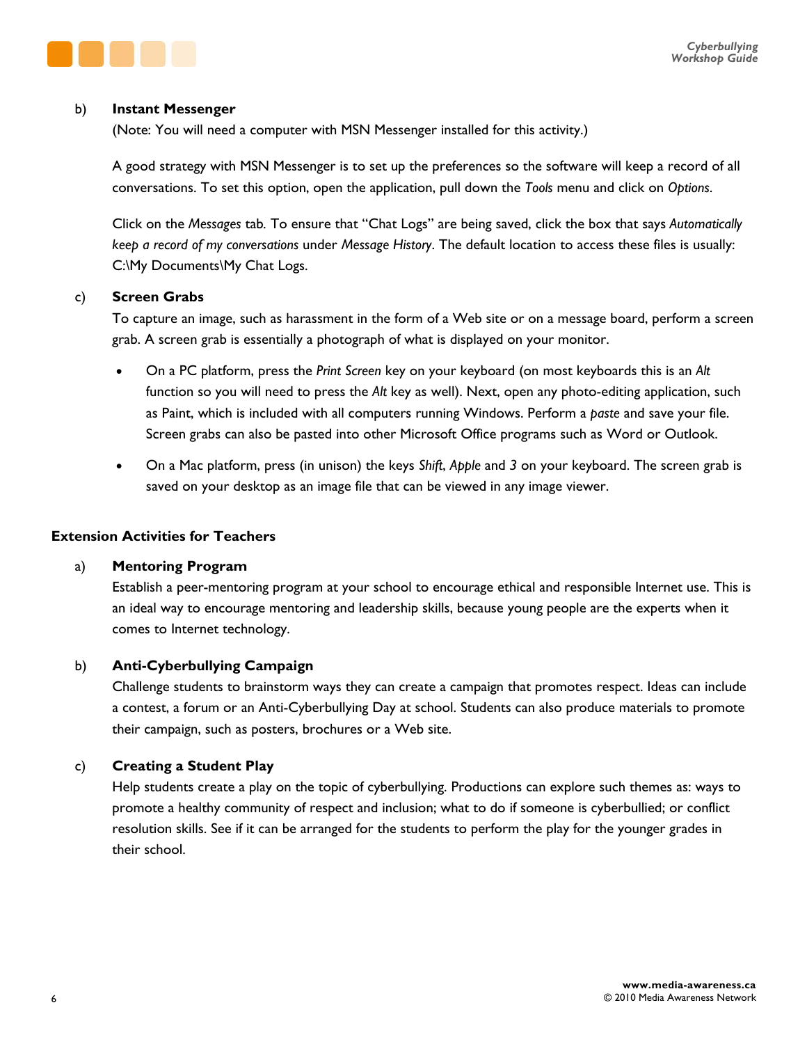b) **Instant Messenger**

(Note: You will need a computer with MSN Messenger installed for this activity.)

A good strategy with MSN Messenger is to set up the preferences so the software will keep a record of all conversations. To set this option, open the application, pull down the *Tools* menu and click on *Options*.

Click on the *Messages* tab. To ensure that "Chat Logs" are being saved, click the box that says *Automatically keep a record of my conversations* under *Message History*. The default location to access these files is usually: C:\My Documents\My Chat Logs.

c) **Screen Grabs**

To capture an image, such as harassment in the form of a Web site or on a message board, perform a screen grab. A screen grab is essentially a photograph of what is displayed on your monitor.

- On a PC platform, press the *Print Screen* key on your keyboard (on most keyboards this is an *Alt* function so you will need to press the *Alt* key as well). Next, open any photo-editing application, such as Paint, which is included with all computers running Windows. Perform a *paste* and save your file. Screen grabs can also be pasted into other Microsoft Office programs such as Word or Outlook.
- On a Mac platform, press (in unison) the keys *Shift*, *Apple* and *3* on your keyboard. The screen grab is saved on your desktop as an image file that can be viewed in any image viewer.

## Extension Activities for Teachers

a) **Mentoring Program**

Establish a peer-mentoring program at your school to encourage ethical and responsible Internet use. This is an ideal way to encourage mentoring and leadership skills, because young people are the experts when it comes to Internet technology.

b) **Anti-Cyberbullying Campaign**

Challenge students to brainstorm ways they can create a campaign that promotes respect. Ideas can include a contest, a forum or an Anti-Cyberbullying Day at school. Students can also produce materials to promote their campaign, such as posters, brochures or a Web site.

c) **Creating a Student Play**

Help students create a play on the topic of cyberbullying. Productions can explore such themes as: ways to promote a healthy community of respect and inclusion; what to do if someone is cyberbullied; or conflict resolution skills. See if it can be arranged for the students to perform the play for the younger grades in their school.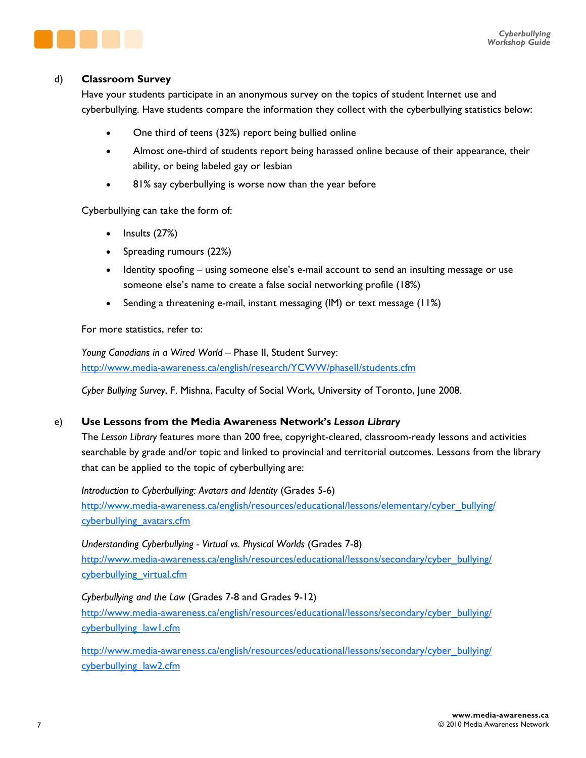d) **Classroom Survey**

Have your students participate in an anonymous survey on the topics of student Internet use and cyberbullying. Have students compare the information they collect with the cyberbullying statistics below:

- One third of teens (32%) report being bullied online
- Almost one-third of students report being harassed online because of their appearance, their ability, or being labeled gay or lesbian
- 81% say cyberbullying is worse now than the year before

Cyberbullying can take the form of:

- Insults (27%)
- Spreading rumours (22%)
- Identity spoofing – using someone else's e-mail account to send an insulting message or use someone else's name to create a false social networking profile (18%)
- Sending a threatening e-mail, instant messaging (IM) or text message (11%)

For more statistics, refer to:

*Young Canadians in a Wired World* – Phase II, Student Survey:
http://www.media-awareness.ca/english/research/YCWW/phaseII/students.cfm

*Cyber Bullying Survey*, F. Mishna, Faculty of Social Work, University of Toronto, June 2008.

e) **Use Lessons from the Media Awareness Network's *Lesson Library***

The *Lesson Library* features more than 200 free, copyright-cleared, classroom-ready lessons and activities searchable by grade and/or topic and linked to provincial and territorial outcomes. Lessons from the library that can be applied to the topic of cyberbullying are:

*Introduction to Cyberbullying: Avatars and Identity* (Grades 5-6)
http://www.media-awareness.ca/english/resources/educational/lessons/elementary/cyber_bullying/cyberbullying_avatars.cfm

*Understanding Cyberbullying - Virtual vs. Physical Worlds* (Grades 7-8)
http://www.media-awareness.ca/english/resources/educational/lessons/secondary/cyber_bullying/cyberbullying_virtual.cfm

*Cyberbullying and the Law* (Grades 7-8 and Grades 9-12)
http://www.media-awareness.ca/english/resources/educational/lessons/secondary/cyber_bullying/cyberbullying_law1.cfm

http://www.media-awareness.ca/english/resources/educational/lessons/secondary/cyber_bullying/cyberbullying_law2.cfm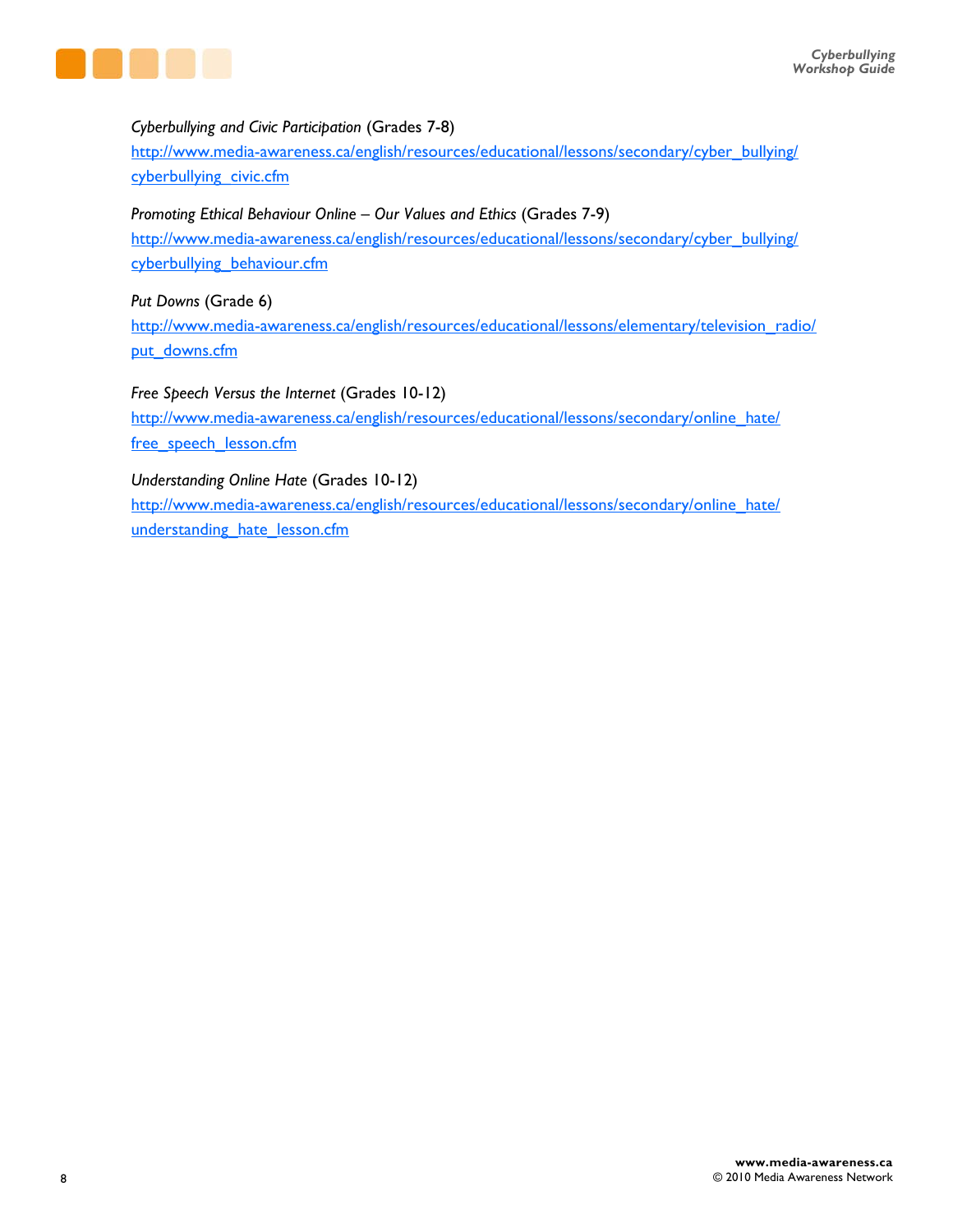*Cyberbullying and Civic Participation* (Grades 7-8)
http://www.media-awareness.ca/english/resources/educational/lessons/secondary/cyber_bullying/cyberbullying_civic.cfm

*Promoting Ethical Behaviour Online – Our Values and Ethics* (Grades 7-9)
http://www.media-awareness.ca/english/resources/educational/lessons/secondary/cyber_bullying/cyberbullying_behaviour.cfm

*Put Downs* (Grade 6)
http://www.media-awareness.ca/english/resources/educational/lessons/elementary/television_radio/put_downs.cfm

*Free Speech Versus the Internet* (Grades 10-12)
http://www.media-awareness.ca/english/resources/educational/lessons/secondary/online_hate/free_speech_lesson.cfm

*Understanding Online Hate* (Grades 10-12)
http://www.media-awareness.ca/english/resources/educational/lessons/secondary/online_hate/understanding_hate_lesson.cfm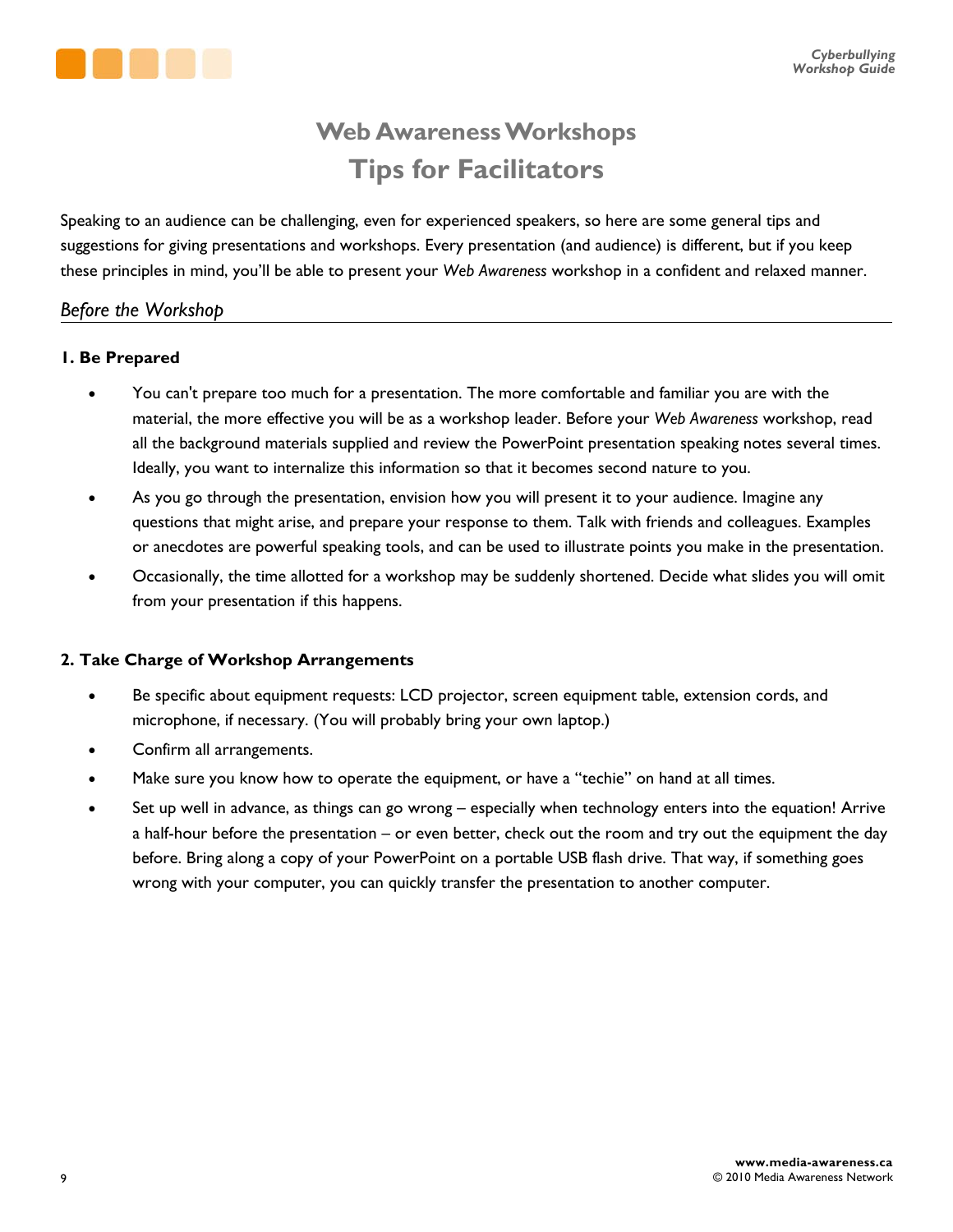# Web Awareness Workshops

## Tips for Facilitators

Speaking to an audience can be challenging, even for experienced speakers, so here are some general tips and suggestions for giving presentations and workshops. Every presentation (and audience) is different, but if you keep these principles in mind, you'll be able to present your *Web Awareness* workshop in a confident and relaxed manner.

### *Before the Workshop*

**1. Be Prepared**

- You can't prepare too much for a presentation. The more comfortable and familiar you are with the material, the more effective you will be as a workshop leader. Before your *Web Awareness* workshop, read all the background materials supplied and review the PowerPoint presentation speaking notes several times. Ideally, you want to internalize this information so that it becomes second nature to you.
- As you go through the presentation, envision how you will present it to your audience. Imagine any questions that might arise, and prepare your response to them. Talk with friends and colleagues. Examples or anecdotes are powerful speaking tools, and can be used to illustrate points you make in the presentation.
- Occasionally, the time allotted for a workshop may be suddenly shortened. Decide what slides you will omit from your presentation if this happens.

**2. Take Charge of Workshop Arrangements**

- Be specific about equipment requests: LCD projector, screen equipment table, extension cords, and microphone, if necessary. (You will probably bring your own laptop.)
- Confirm all arrangements.
- Make sure you know how to operate the equipment, or have a "techie" on hand at all times.
- Set up well in advance, as things can go wrong – especially when technology enters into the equation! Arrive a half-hour before the presentation – or even better, check out the room and try out the equipment the day before. Bring along a copy of your PowerPoint on a portable USB flash drive. That way, if something goes wrong with your computer, you can quickly transfer the presentation to another computer.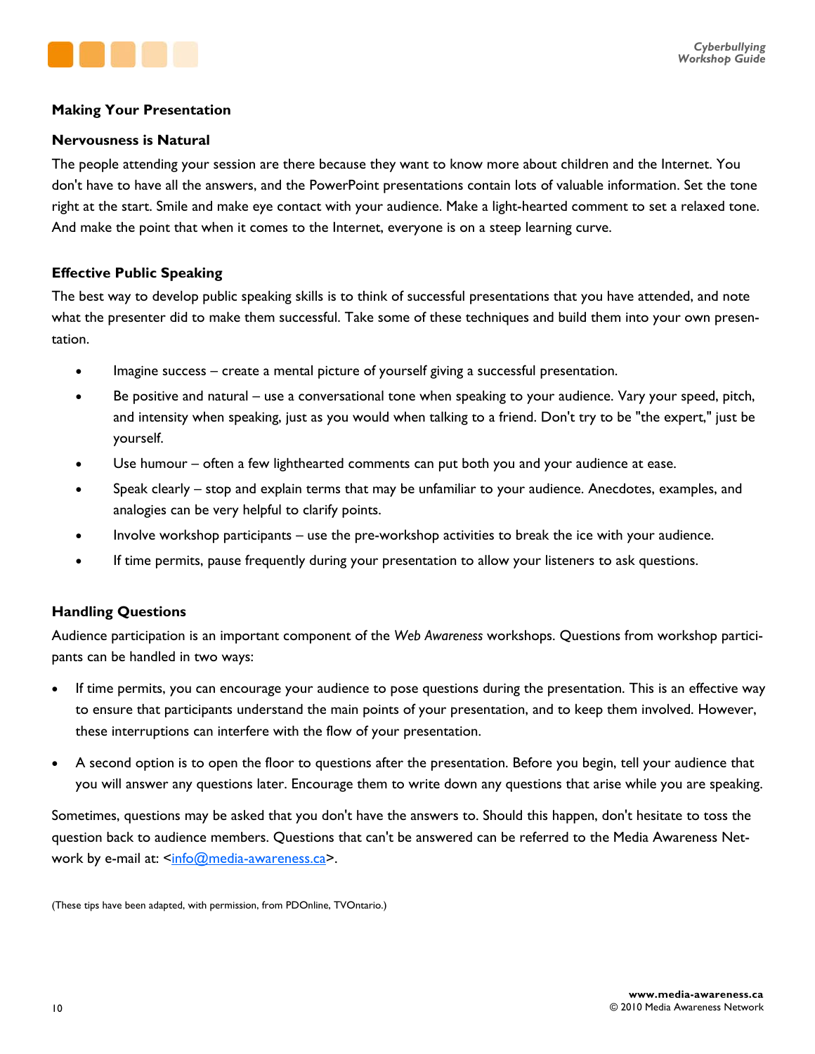## Making Your Presentation

### Nervousness is Natural

The people attending your session are there because they want to know more about children and the Internet. You don't have to have all the answers, and the PowerPoint presentations contain lots of valuable information. Set the tone right at the start. Smile and make eye contact with your audience. Make a light-hearted comment to set a relaxed tone. And make the point that when it comes to the Internet, everyone is on a steep learning curve.

### Effective Public Speaking

The best way to develop public speaking skills is to think of successful presentations that you have attended, and note what the presenter did to make them successful. Take some of these techniques and build them into your own presentation.

- Imagine success – create a mental picture of yourself giving a successful presentation.
- Be positive and natural – use a conversational tone when speaking to your audience. Vary your speed, pitch, and intensity when speaking, just as you would when talking to a friend. Don't try to be "the expert," just be yourself.
- Use humour – often a few lighthearted comments can put both you and your audience at ease.
- Speak clearly – stop and explain terms that may be unfamiliar to your audience. Anecdotes, examples, and analogies can be very helpful to clarify points.
- Involve workshop participants – use the pre-workshop activities to break the ice with your audience.
- If time permits, pause frequently during your presentation to allow your listeners to ask questions.

### Handling Questions

Audience participation is an important component of the *Web Awareness* workshops. Questions from workshop participants can be handled in two ways:

- If time permits, you can encourage your audience to pose questions during the presentation. This is an effective way to ensure that participants understand the main points of your presentation, and to keep them involved. However, these interruptions can interfere with the flow of your presentation.
- A second option is to open the floor to questions after the presentation. Before you begin, tell your audience that you will answer any questions later. Encourage them to write down any questions that arise while you are speaking.

Sometimes, questions may be asked that you don't have the answers to. Should this happen, don't hesitate to toss the question back to audience members. Questions that can't be answered can be referred to the Media Awareness Network by e-mail at: <info@media-awareness.ca>.

(These tips have been adapted, with permission, from PDOnline, TVOntario.)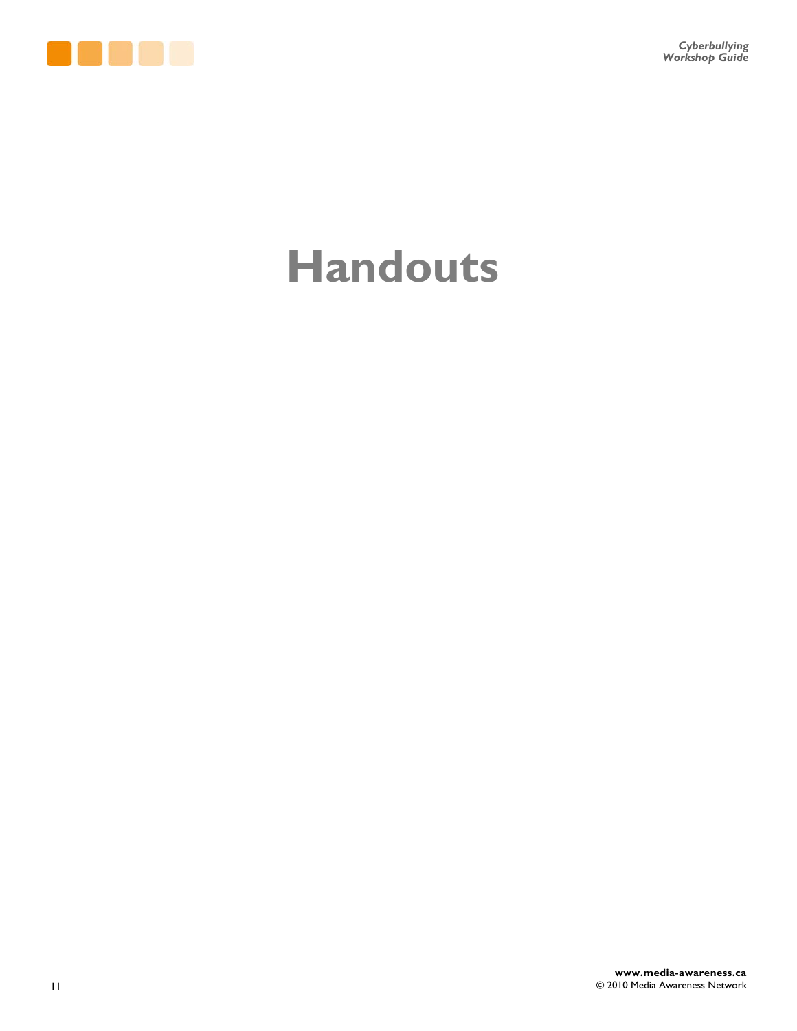# Handouts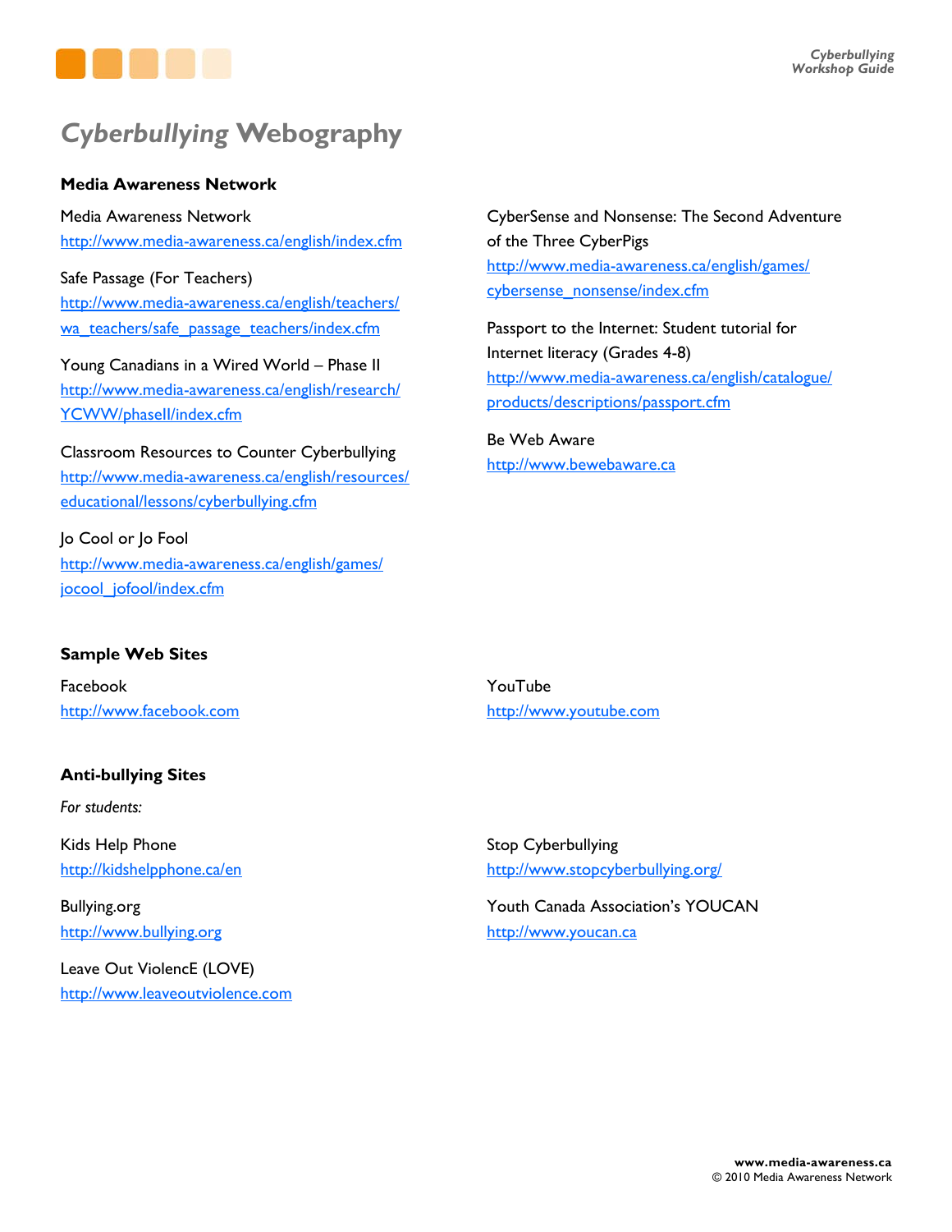# *Cyberbullying* Webography

### Media Awareness Network

Media Awareness Network
http://www.media-awareness.ca/english/index.cfm

Safe Passage (For Teachers)
http://www.media-awareness.ca/english/teachers/wa_teachers/safe_passage_teachers/index.cfm

Young Canadians in a Wired World – Phase II
http://www.media-awareness.ca/english/research/YCWW/phaseII/index.cfm

Classroom Resources to Counter Cyberbullying
http://www.media-awareness.ca/english/resources/educational/lessons/cyberbullying.cfm

Jo Cool or Jo Fool
http://www.media-awareness.ca/english/games/jocool_jofool/index.cfm

CyberSense and Nonsense: The Second Adventure of the Three CyberPigs
http://www.media-awareness.ca/english/games/cybersense_nonsense/index.cfm

Passport to the Internet: Student tutorial for Internet literacy (Grades 4-8)
http://www.media-awareness.ca/english/catalogue/products/descriptions/passport.cfm

Be Web Aware
http://www.bewebaware.ca

### Sample Web Sites

Facebook
http://www.facebook.com

YouTube
http://www.youtube.com

### Anti-bullying Sites

*For students:*

Kids Help Phone
http://kidshelpphone.ca/en

Bullying.org
http://www.bullying.org

Leave Out ViolencE (LOVE)
http://www.leaveoutviolence.com

Stop Cyberbullying
http://www.stopcyberbullying.org/

Youth Canada Association's YOUCAN
http://www.youcan.ca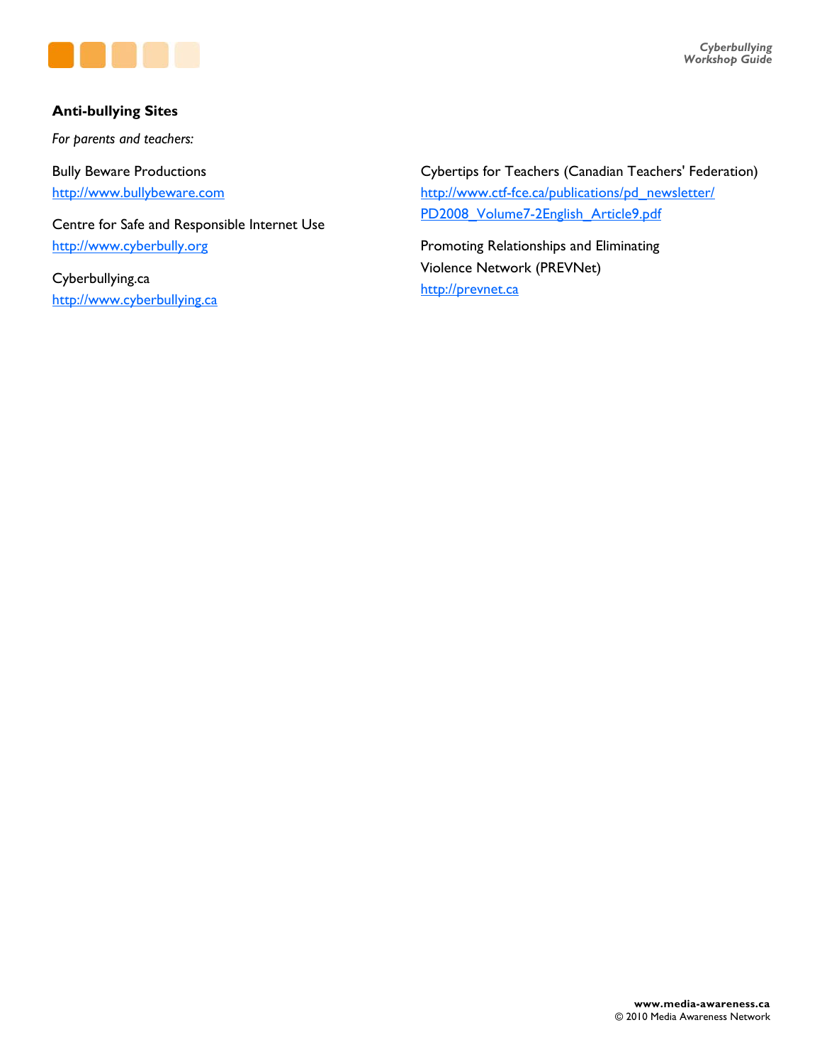### Anti-bullying Sites

*For parents and teachers:*

Bully Beware Productions
http://www.bullybeware.com

Centre for Safe and Responsible Internet Use
http://www.cyberbully.org

Cyberbullying.ca
http://www.cyberbullying.ca

Cybertips for Teachers (Canadian Teachers' Federation)
http://www.ctf-fce.ca/publications/pd_newsletter/PD2008_Volume7-2English_Article9.pdf

Promoting Relationships and Eliminating Violence Network (PREVNet)
http://prevnet.ca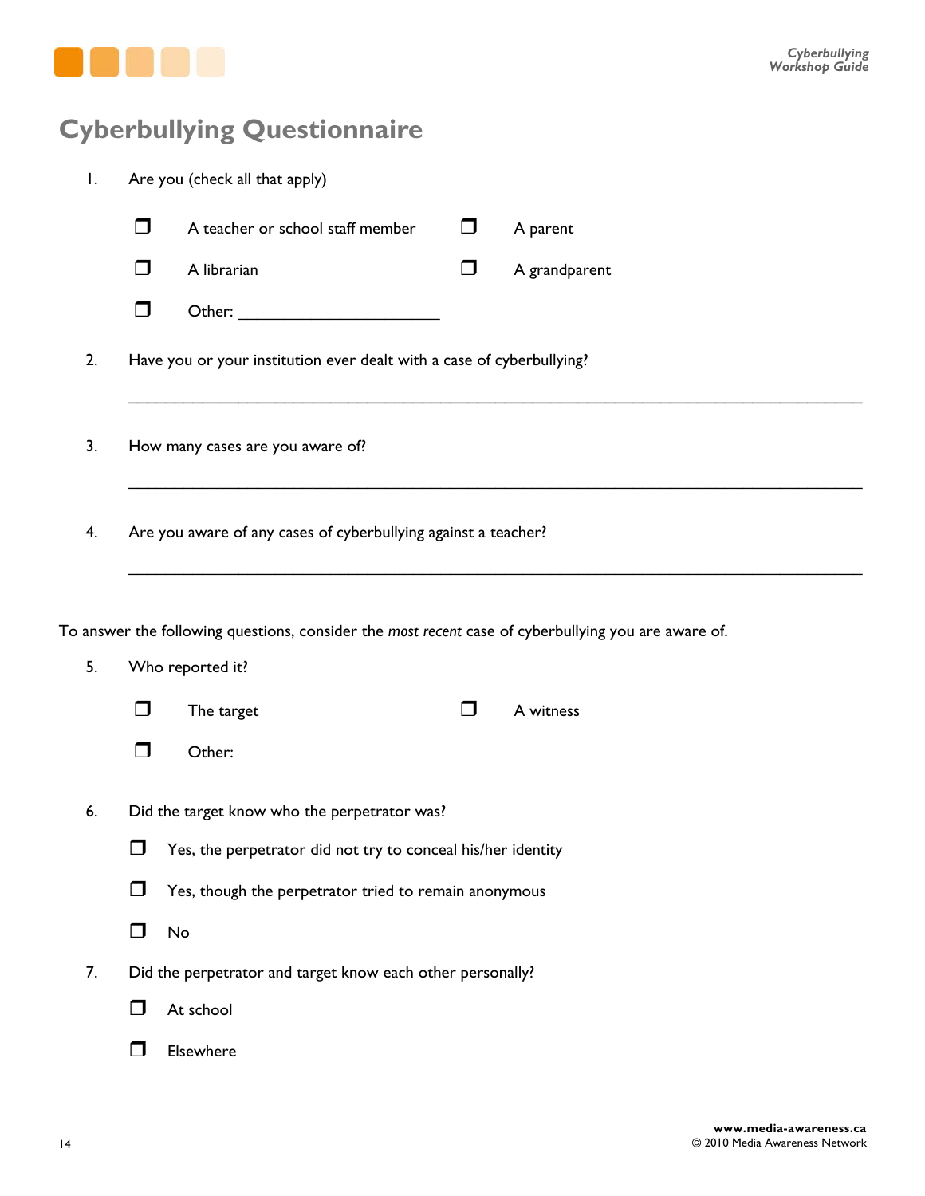# Cyberbullying Questionnaire

1. Are you (check all that apply)

   - ❒ A teacher or school staff member
   - ❒ A parent
   - ❒ A librarian
   - ❒ A grandparent
   - ❒ Other: ______________________

2. Have you or your institution ever dealt with a case of cyberbullying?

   ______________________________________________________________________

3. How many cases are you aware of?

   ______________________________________________________________________

4. Are you aware of any cases of cyberbullying against a teacher?

   ______________________________________________________________________

To answer the following questions, consider the *most recent* case of cyberbullying you are aware of.

5. Who reported it?

   - ❒ The target
   - ❒ A witness
   - ❒ Other:

6. Did the target know who the perpetrator was?

   - ❒ Yes, the perpetrator did not try to conceal his/her identity
   - ❒ Yes, though the perpetrator tried to remain anonymous
   - ❒ No

7. Did the perpetrator and target know each other personally?

   - ❒ At school
   - ❒ Elsewhere

www.media-awareness.ca
© 2010 Media Awareness Network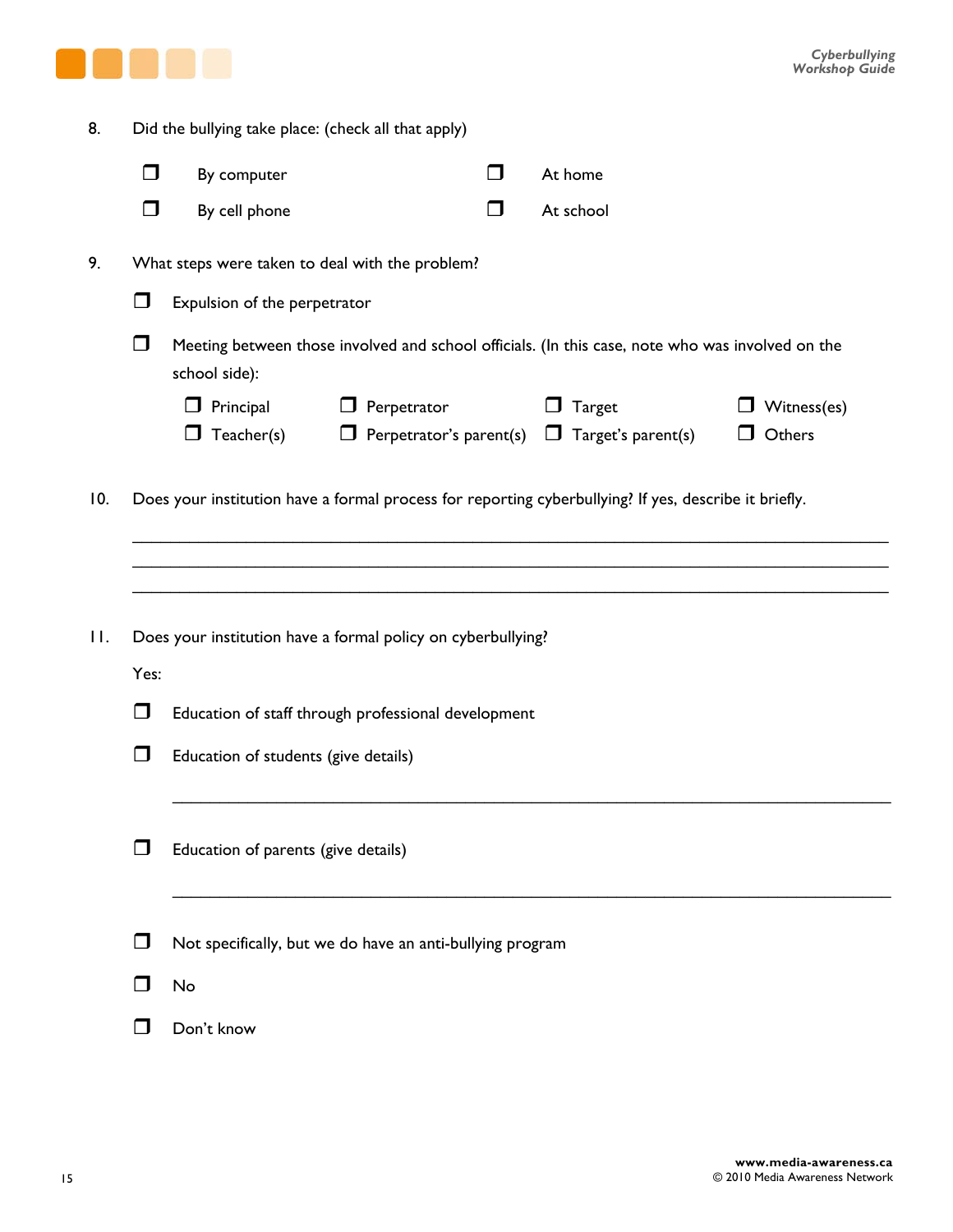8. Did the bullying take place: (check all that apply)

   - ❒ By computer
   - ❒ By cell phone
   - ❒ At home
   - ❒ At school

9. What steps were taken to deal with the problem?

   - ❒ Expulsion of the perpetrator
   - ❒ Meeting between those involved and school officials. (In this case, note who was involved on the school side):
     - ❒ Principal
     - ❒ Teacher(s)
     - ❒ Perpetrator
     - ❒ Perpetrator's parent(s)
     - ❒ Target
     - ❒ Target's parent(s)
     - ❒ Witness(es)
     - ❒ Others

10. Does your institution have a formal process for reporting cyberbullying? If yes, describe it briefly.

    ______________________________________________________________________________

    ______________________________________________________________________________

    ______________________________________________________________________________

11. Does your institution have a formal policy on cyberbullying?

    Yes:

    - ❒ Education of staff through professional development
    - ❒ Education of students (give details)

      ______________________________________________________________________________

    - ❒ Education of parents (give details)

      ______________________________________________________________________________

    - ❒ Not specifically, but we do have an anti-bullying program
    - ❒ No
    - ❒ Don't know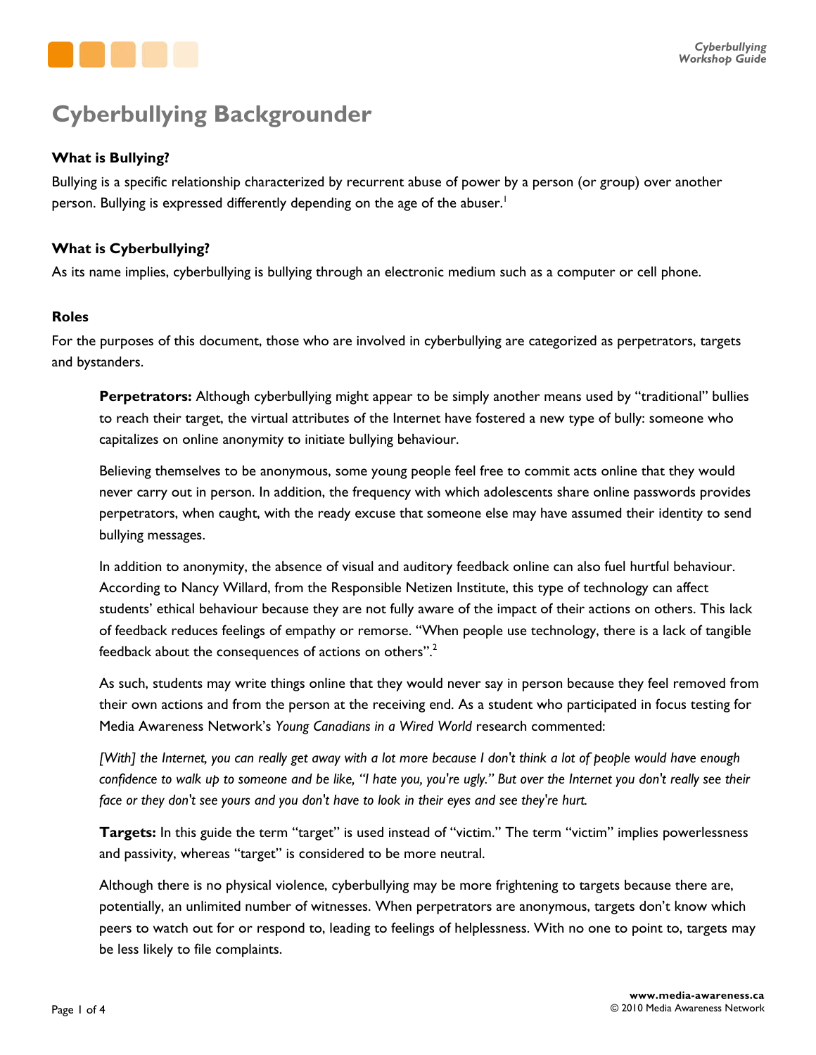# Cyberbullying Backgrounder

### What is Bullying?

Bullying is a specific relationship characterized by recurrent abuse of power by a person (or group) over another person. Bullying is expressed differently depending on the age of the abuser.[1]

### What is Cyberbullying?

As its name implies, cyberbullying is bullying through an electronic medium such as a computer or cell phone.

### Roles

For the purposes of this document, those who are involved in cyberbullying are categorized as perpetrators, targets and bystanders.

**Perpetrators:** Although cyberbullying might appear to be simply another means used by "traditional" bullies to reach their target, the virtual attributes of the Internet have fostered a new type of bully: someone who capitalizes on online anonymity to initiate bullying behaviour.

Believing themselves to be anonymous, some young people feel free to commit acts online that they would never carry out in person. In addition, the frequency with which adolescents share online passwords provides perpetrators, when caught, with the ready excuse that someone else may have assumed their identity to send bullying messages.

In addition to anonymity, the absence of visual and auditory feedback online can also fuel hurtful behaviour. According to Nancy Willard, from the Responsible Netizen Institute, this type of technology can affect students' ethical behaviour because they are not fully aware of the impact of their actions on others. This lack of feedback reduces feelings of empathy or remorse. "When people use technology, there is a lack of tangible feedback about the consequences of actions on others".[2]

As such, students may write things online that they would never say in person because they feel removed from their own actions and from the person at the receiving end. As a student who participated in focus testing for Media Awareness Network's *Young Canadians in a Wired World* research commented:

*[With] the Internet, you can really get away with a lot more because I don't think a lot of people would have enough confidence to walk up to someone and be like, "I hate you, you're ugly." But over the Internet you don't really see their face or they don't see yours and you don't have to look in their eyes and see they're hurt.*

**Targets:** In this guide the term "target" is used instead of "victim." The term "victim" implies powerlessness and passivity, whereas "target" is considered to be more neutral.

Although there is no physical violence, cyberbullying may be more frightening to targets because there are, potentially, an unlimited number of witnesses. When perpetrators are anonymous, targets don't know which peers to watch out for or respond to, leading to feelings of helplessness. With no one to point to, targets may be less likely to file complaints.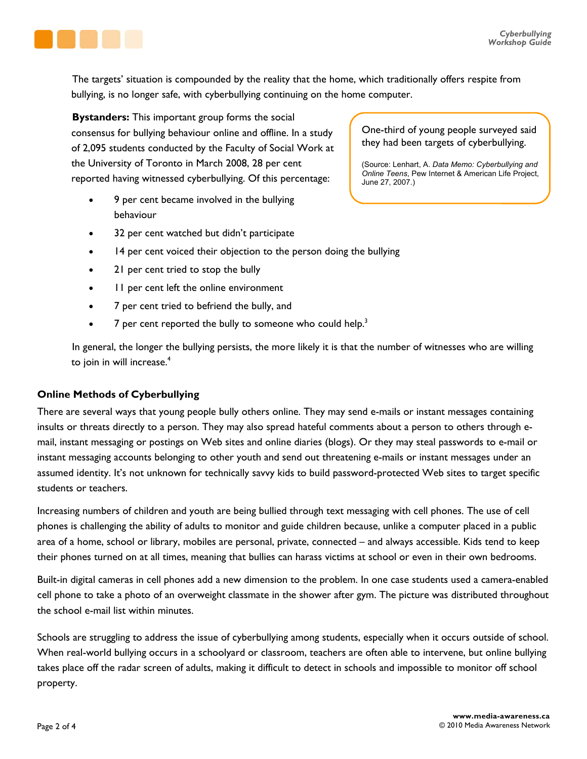The targets' situation is compounded by the reality that the home, which traditionally offers respite from bullying, is no longer safe, with cyberbullying continuing on the home computer.

**Bystanders:** This important group forms the social consensus for bullying behaviour online and offline. In a study of 2,095 students conducted by the Faculty of Social Work at the University of Toronto in March 2008, 28 per cent reported having witnessed cyberbullying. Of this percentage:

- 9 per cent became involved in the bullying behaviour
- 32 per cent watched but didn't participate
- 14 per cent voiced their objection to the person doing the bullying
- 21 per cent tried to stop the bully
- 11 per cent left the online environment
- 7 per cent tried to befriend the bully, and
- 7 per cent reported the bully to someone who could help.[3]

> One-third of young people surveyed said they had been targets of cyberbullying.
>
> (Source: Lenhart, A. *Data Memo: Cyberbullying and Online Teens*, Pew Internet & American Life Project, June 27, 2007.)

In general, the longer the bullying persists, the more likely it is that the number of witnesses who are willing to join in will increase.[4]

### Online Methods of Cyberbullying

There are several ways that young people bully others online. They may send e-mails or instant messages containing insults or threats directly to a person. They may also spread hateful comments about a person to others through e-mail, instant messaging or postings on Web sites and online diaries (blogs). Or they may steal passwords to e-mail or instant messaging accounts belonging to other youth and send out threatening e-mails or instant messages under an assumed identity. It's not unknown for technically savvy kids to build password-protected Web sites to target specific students or teachers.

Increasing numbers of children and youth are being bullied through text messaging with cell phones. The use of cell phones is challenging the ability of adults to monitor and guide children because, unlike a computer placed in a public area of a home, school or library, mobiles are personal, private, connected – and always accessible. Kids tend to keep their phones turned on at all times, meaning that bullies can harass victims at school or even in their own bedrooms.

Built-in digital cameras in cell phones add a new dimension to the problem. In one case students used a camera-enabled cell phone to take a photo of an overweight classmate in the shower after gym. The picture was distributed throughout the school e-mail list within minutes.

Schools are struggling to address the issue of cyberbullying among students, especially when it occurs outside of school. When real-world bullying occurs in a schoolyard or classroom, teachers are often able to intervene, but online bullying takes place off the radar screen of adults, making it difficult to detect in schools and impossible to monitor off school property.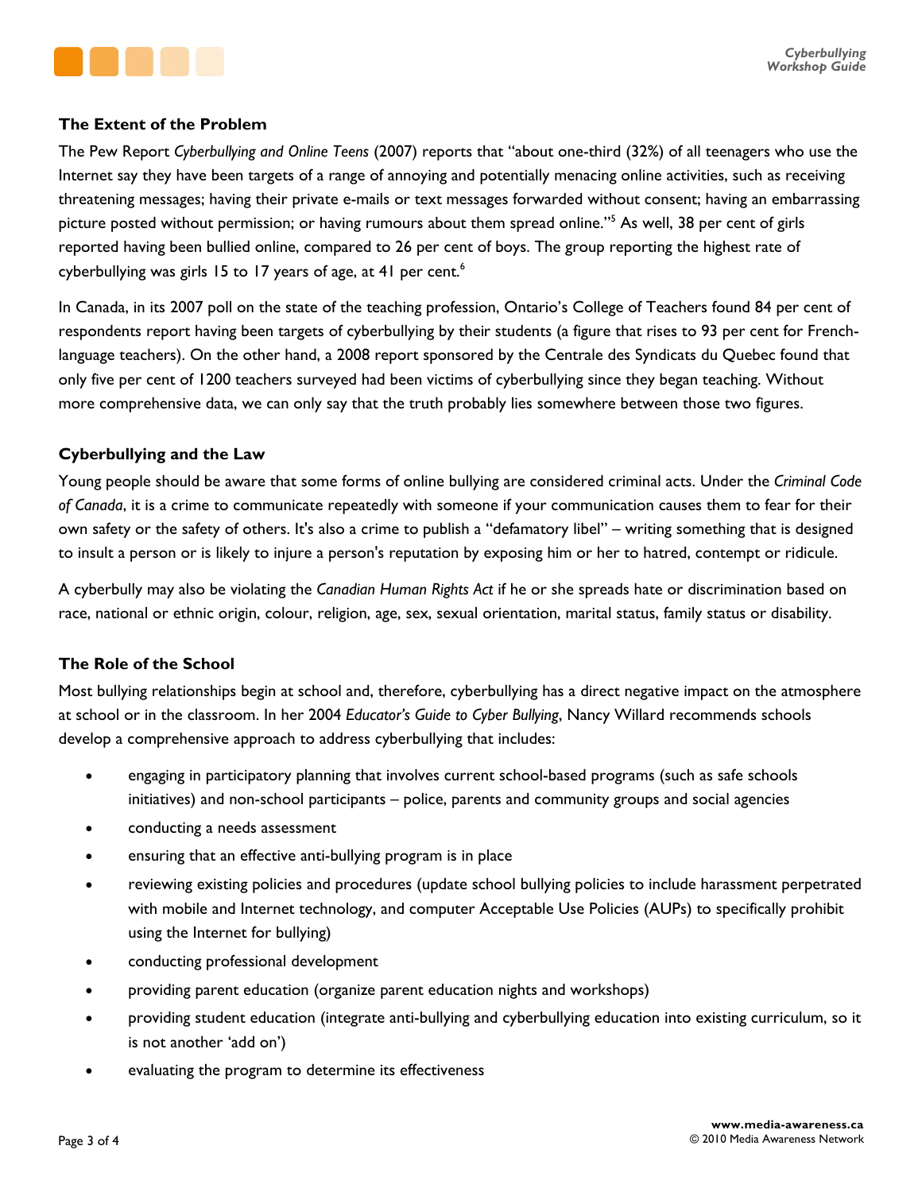### The Extent of the Problem

The Pew Report *Cyberbullying and Online Teens* (2007) reports that "about one-third (32%) of all teenagers who use the Internet say they have been targets of a range of annoying and potentially menacing online activities, such as receiving threatening messages; having their private e-mails or text messages forwarded without consent; having an embarrassing picture posted without permission; or having rumours about them spread online."[5] As well, 38 per cent of girls reported having been bullied online, compared to 26 per cent of boys. The group reporting the highest rate of cyberbullying was girls 15 to 17 years of age, at 41 per cent.[6]

In Canada, in its 2007 poll on the state of the teaching profession, Ontario's College of Teachers found 84 per cent of respondents report having been targets of cyberbullying by their students (a figure that rises to 93 per cent for French-language teachers). On the other hand, a 2008 report sponsored by the Centrale des Syndicats du Quebec found that only five per cent of 1200 teachers surveyed had been victims of cyberbullying since they began teaching. Without more comprehensive data, we can only say that the truth probably lies somewhere between those two figures.

### Cyberbullying and the Law

Young people should be aware that some forms of online bullying are considered criminal acts. Under the *Criminal Code of Canada*, it is a crime to communicate repeatedly with someone if your communication causes them to fear for their own safety or the safety of others. It's also a crime to publish a "defamatory libel" – writing something that is designed to insult a person or is likely to injure a person's reputation by exposing him or her to hatred, contempt or ridicule.

A cyberbully may also be violating the *Canadian Human Rights Act* if he or she spreads hate or discrimination based on race, national or ethnic origin, colour, religion, age, sex, sexual orientation, marital status, family status or disability.

### The Role of the School

Most bullying relationships begin at school and, therefore, cyberbullying has a direct negative impact on the atmosphere at school or in the classroom. In her 2004 *Educator's Guide to Cyber Bullying*, Nancy Willard recommends schools develop a comprehensive approach to address cyberbullying that includes:

- engaging in participatory planning that involves current school-based programs (such as safe schools initiatives) and non-school participants – police, parents and community groups and social agencies
- conducting a needs assessment
- ensuring that an effective anti-bullying program is in place
- reviewing existing policies and procedures (update school bullying policies to include harassment perpetrated with mobile and Internet technology, and computer Acceptable Use Policies (AUPs) to specifically prohibit using the Internet for bullying)
- conducting professional development
- providing parent education (organize parent education nights and workshops)
- providing student education (integrate anti-bullying and cyberbullying education into existing curriculum, so it is not another 'add on')
- evaluating the program to determine its effectiveness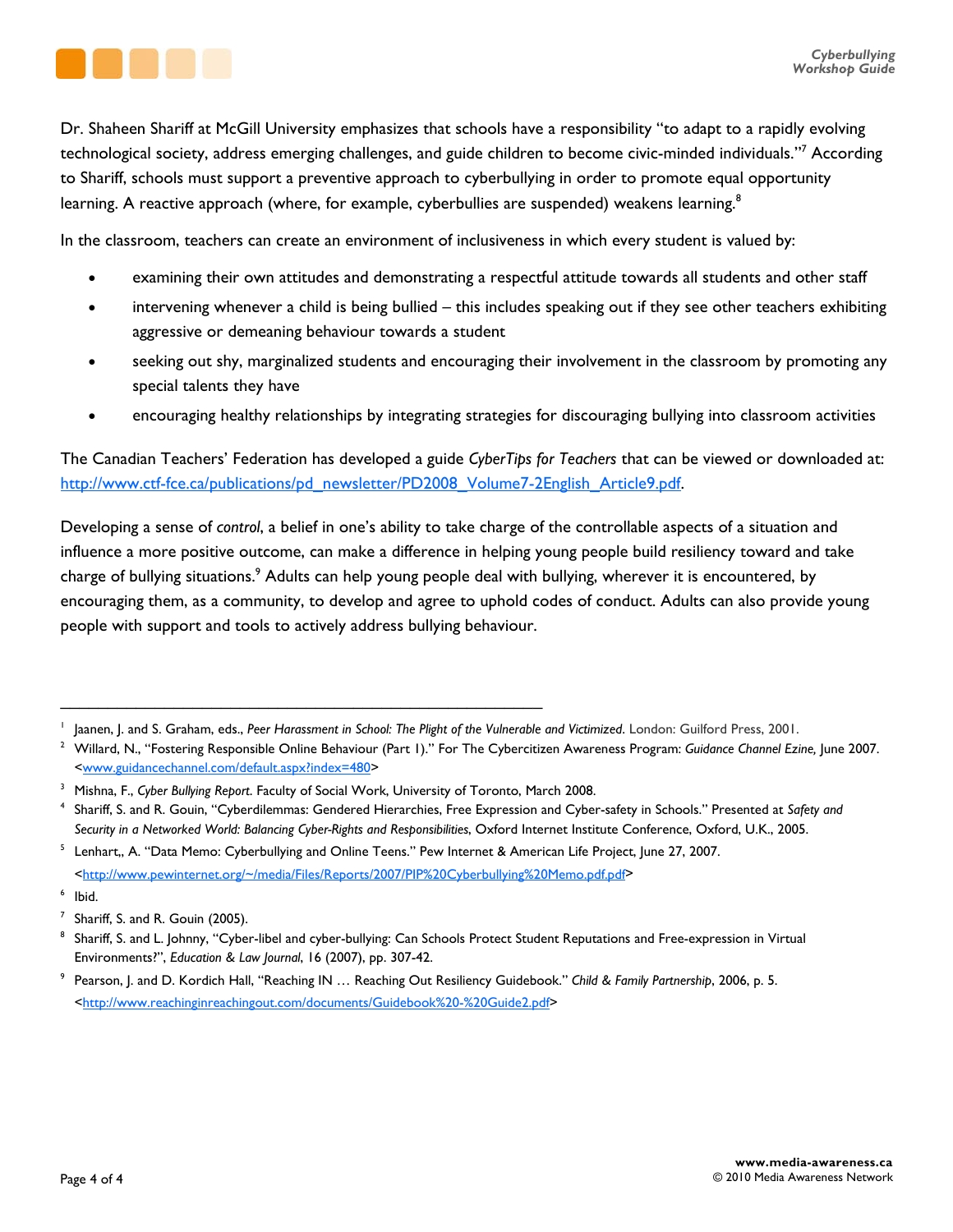Dr. Shaheen Shariff at McGill University emphasizes that schools have a responsibility "to adapt to a rapidly evolving technological society, address emerging challenges, and guide children to become civic-minded individuals."[7] According to Shariff, schools must support a preventive approach to cyberbullying in order to promote equal opportunity learning. A reactive approach (where, for example, cyberbullies are suspended) weakens learning.[8]

In the classroom, teachers can create an environment of inclusiveness in which every student is valued by:

- examining their own attitudes and demonstrating a respectful attitude towards all students and other staff
- intervening whenever a child is being bullied – this includes speaking out if they see other teachers exhibiting aggressive or demeaning behaviour towards a student
- seeking out shy, marginalized students and encouraging their involvement in the classroom by promoting any special talents they have
- encouraging healthy relationships by integrating strategies for discouraging bullying into classroom activities

The Canadian Teachers' Federation has developed a guide *CyberTips for Teachers* that can be viewed or downloaded at: http://www.ctf-fce.ca/publications/pd_newsletter/PD2008_Volume7-2English_Article9.pdf.

Developing a sense of *control*, a belief in one's ability to take charge of the controllable aspects of a situation and influence a more positive outcome, can make a difference in helping young people build resiliency toward and take charge of bullying situations.[9] Adults can help young people deal with bullying, wherever it is encountered, by encouraging them, as a community, to develop and agree to uphold codes of conduct. Adults can also provide young people with support and tools to actively address bullying behaviour.

---

[1] Jaanen, J. and S. Graham, eds., *Peer Harassment in School: The Plight of the Vulnerable and Victimized*. London: Guilford Press, 2001.

[2] Willard, N., "Fostering Responsible Online Behaviour (Part 1)." For The Cybercitizen Awareness Program: *Guidance Channel Ezine,* June 2007. <www.guidancechannel.com/default.aspx?index=480>

[3] Mishna, F., *Cyber Bullying Report*. Faculty of Social Work, University of Toronto, March 2008.

[4] Shariff, S. and R. Gouin, "Cyberdilemmas: Gendered Hierarchies, Free Expression and Cyber-safety in Schools." Presented at *Safety and Security in a Networked World: Balancing Cyber-Rights and Responsibilities*, Oxford Internet Institute Conference, Oxford, U.K., 2005.

[5] Lenhart,, A. "Data Memo: Cyberbullying and Online Teens." Pew Internet & American Life Project, June 27, 2007. <http://www.pewinternet.org/~/media/Files/Reports/2007/PIP%20Cyberbullying%20Memo.pdf.pdf>

[6] Ibid.

[7] Shariff, S. and R. Gouin (2005).

[8] Shariff, S. and R. Johnny, "Cyber-libel and cyber-bullying: Can Schools Protect Student Reputations and Free-expression in Virtual Environments?", *Education & Law Journal*, 16 (2007), pp. 307-42.

[9] Pearson, J. and D. Kordich Hall, "Reaching IN … Reaching Out Resiliency Guidebook." *Child & Family Partnership*, 2006, p. 5. <http://www.reachinginreachingout.com/documents/Guidebook%20-%20Guide2.pdf>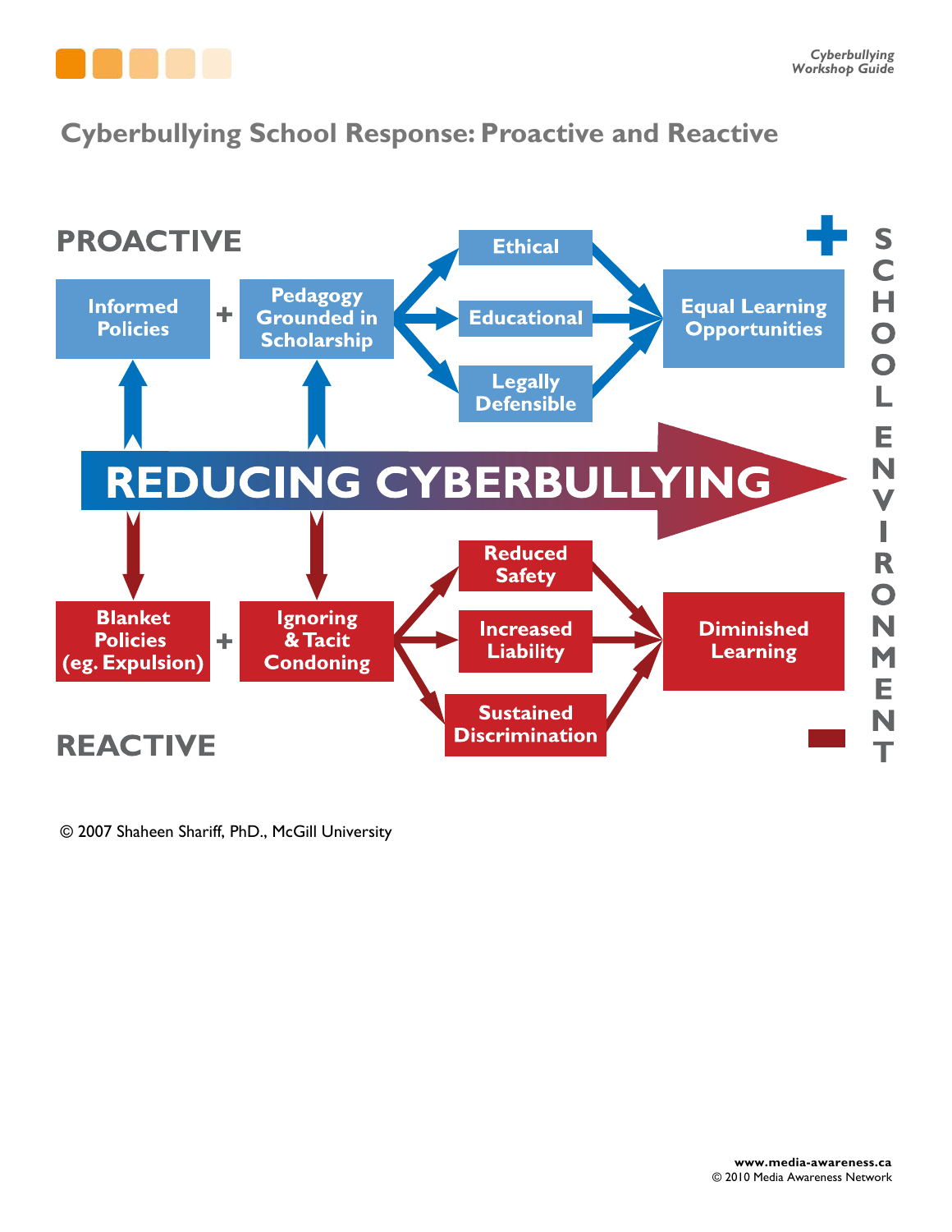## Cyberbullying School Response: Proactive and Reactive

**PROACTIVE**

Informed Policies + Pedagogy Grounded in Scholarship

Ethical

Educational

Legally Defensible

Equal Learning Opportunities

**REDUCING CYBERBULLYING**

Blanket Policies (eg. Expulsion) + Ignoring & Tacit Condoning

Reduced Safety

Increased Liability

Sustained Discrimination

Diminished Learning

**REACTIVE**

SCHOOL ENVIRONMENT

© 2007 Shaheen Shariff, PhD., McGill University

www.media-awareness.ca
© 2010 Media Awareness Network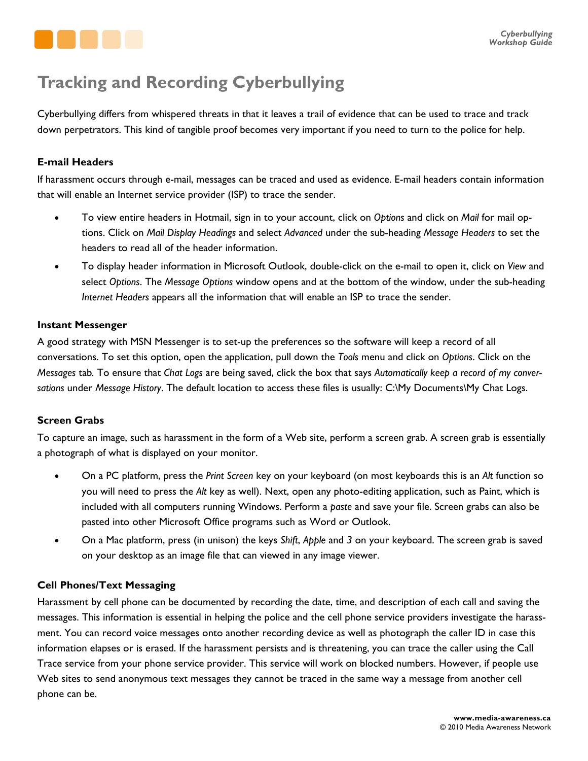# Tracking and Recording Cyberbullying

Cyberbullying differs from whispered threats in that it leaves a trail of evidence that can be used to trace and track down perpetrators. This kind of tangible proof becomes very important if you need to turn to the police for help.

### E-mail Headers

If harassment occurs through e-mail, messages can be traced and used as evidence. E-mail headers contain information that will enable an Internet service provider (ISP) to trace the sender.

- To view entire headers in Hotmail, sign in to your account, click on *Options* and click on *Mail* for mail options. Click on *Mail Display Headings* and select *Advanced* under the sub-heading *Message Headers* to set the headers to read all of the header information.
- To display header information in Microsoft Outlook, double-click on the e-mail to open it, click on *View* and select *Options*. The *Message Options* window opens and at the bottom of the window, under the sub-heading *Internet Headers* appears all the information that will enable an ISP to trace the sender.

### Instant Messenger

A good strategy with MSN Messenger is to set-up the preferences so the software will keep a record of all conversations. To set this option, open the application, pull down the *Tools* menu and click on *Options*. Click on the *Messages* tab. To ensure that *Chat Logs* are being saved, click the box that says *Automatically keep a record of my conversations* under *Message History*. The default location to access these files is usually: C:\My Documents\My Chat Logs.

### Screen Grabs

To capture an image, such as harassment in the form of a Web site, perform a screen grab. A screen grab is essentially a photograph of what is displayed on your monitor.

- On a PC platform, press the *Print Screen* key on your keyboard (on most keyboards this is an *Alt* function so you will need to press the *Alt* key as well). Next, open any photo-editing application, such as Paint, which is included with all computers running Windows. Perform a *paste* and save your file. Screen grabs can also be pasted into other Microsoft Office programs such as Word or Outlook.
- On a Mac platform, press (in unison) the keys *Shift*, *Apple* and *3* on your keyboard. The screen grab is saved on your desktop as an image file that can viewed in any image viewer.

### Cell Phones/Text Messaging

Harassment by cell phone can be documented by recording the date, time, and description of each call and saving the messages. This information is essential in helping the police and the cell phone service providers investigate the harassment. You can record voice messages onto another recording device as well as photograph the caller ID in case this information elapses or is erased. If the harassment persists and is threatening, you can trace the caller using the Call Trace service from your phone service provider. This service will work on blocked numbers. However, if people use Web sites to send anonymous text messages they cannot be traced in the same way a message from another cell phone can be.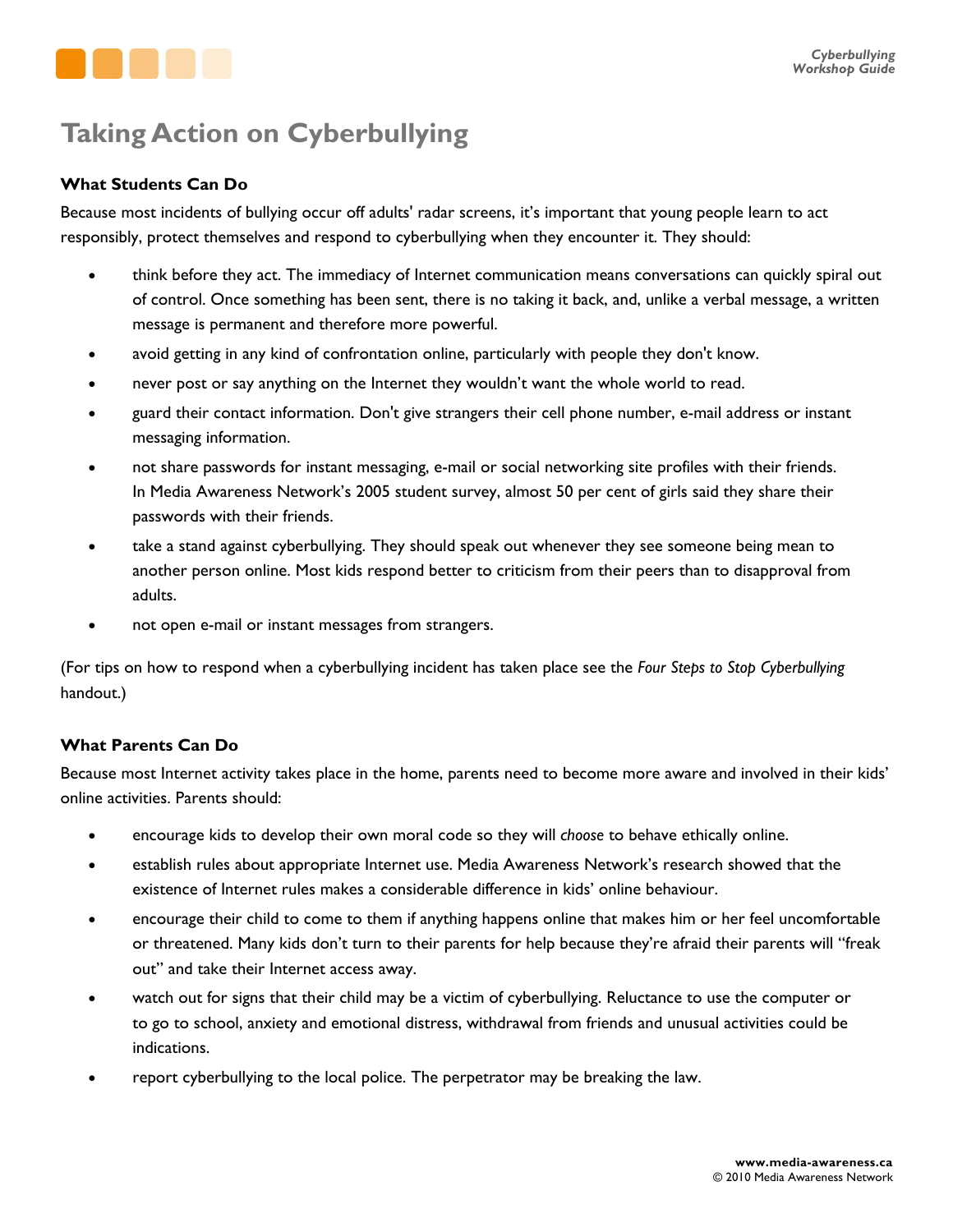# Taking Action on Cyberbullying

### What Students Can Do

Because most incidents of bullying occur off adults' radar screens, it's important that young people learn to act responsibly, protect themselves and respond to cyberbullying when they encounter it. They should:

- think before they act. The immediacy of Internet communication means conversations can quickly spiral out of control. Once something has been sent, there is no taking it back, and, unlike a verbal message, a written message is permanent and therefore more powerful.
- avoid getting in any kind of confrontation online, particularly with people they don't know.
- never post or say anything on the Internet they wouldn't want the whole world to read.
- guard their contact information. Don't give strangers their cell phone number, e-mail address or instant messaging information.
- not share passwords for instant messaging, e-mail or social networking site profiles with their friends. In Media Awareness Network's 2005 student survey, almost 50 per cent of girls said they share their passwords with their friends.
- take a stand against cyberbullying. They should speak out whenever they see someone being mean to another person online. Most kids respond better to criticism from their peers than to disapproval from adults.
- not open e-mail or instant messages from strangers.

(For tips on how to respond when a cyberbullying incident has taken place see the *Four Steps to Stop Cyberbullying* handout.)

### What Parents Can Do

Because most Internet activity takes place in the home, parents need to become more aware and involved in their kids' online activities. Parents should:

- encourage kids to develop their own moral code so they will *choose* to behave ethically online.
- establish rules about appropriate Internet use. Media Awareness Network's research showed that the existence of Internet rules makes a considerable difference in kids' online behaviour.
- encourage their child to come to them if anything happens online that makes him or her feel uncomfortable or threatened. Many kids don't turn to their parents for help because they're afraid their parents will "freak out" and take their Internet access away.
- watch out for signs that their child may be a victim of cyberbullying. Reluctance to use the computer or to go to school, anxiety and emotional distress, withdrawal from friends and unusual activities could be indications.
- report cyberbullying to the local police. The perpetrator may be breaking the law.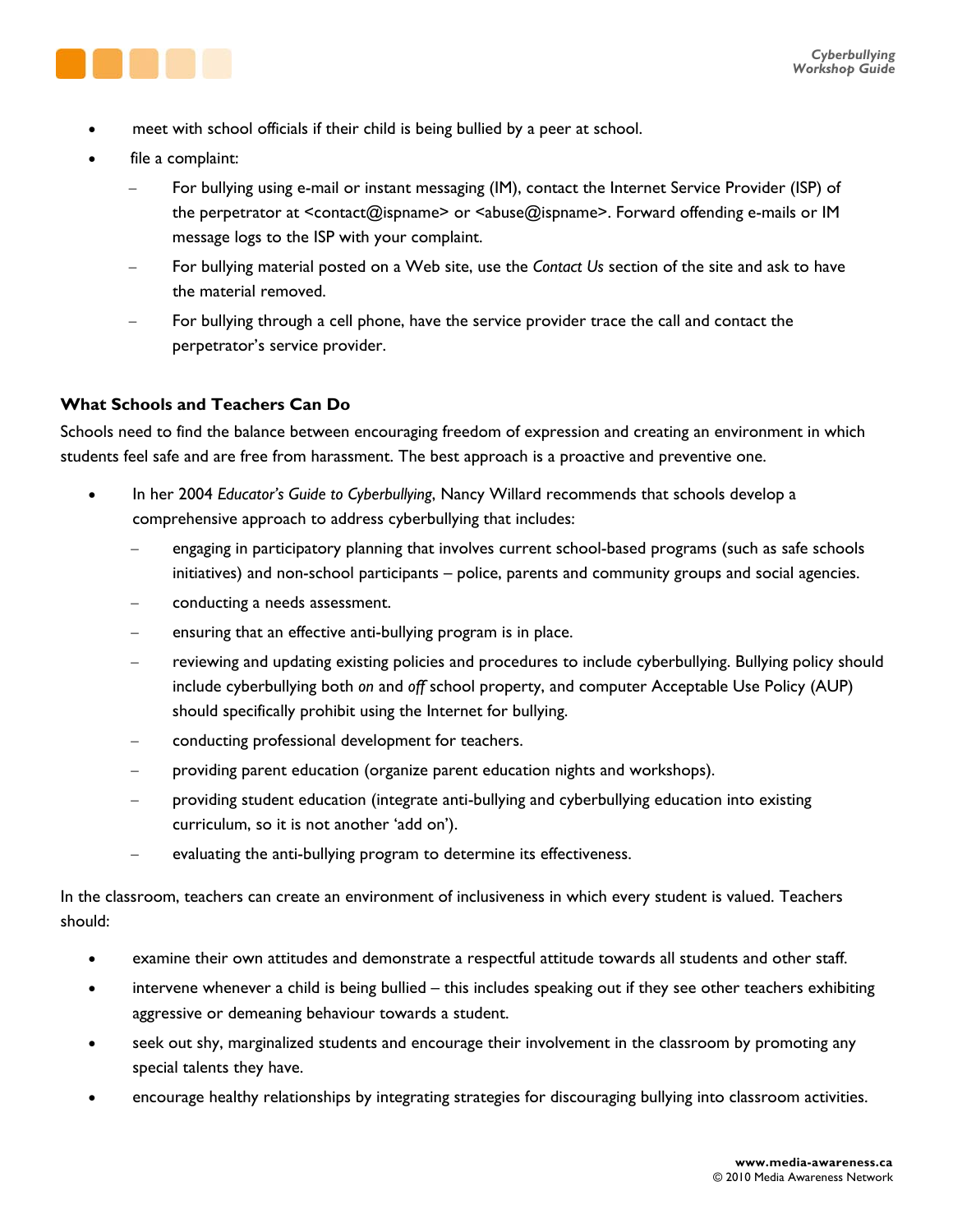- meet with school officials if their child is being bullied by a peer at school.
- file a complaint:
  - For bullying using e-mail or instant messaging (IM), contact the Internet Service Provider (ISP) of the perpetrator at <contact@ispname> or <abuse@ispname>. Forward offending e-mails or IM message logs to the ISP with your complaint.
  - For bullying material posted on a Web site, use the *Contact Us* section of the site and ask to have the material removed.
  - For bullying through a cell phone, have the service provider trace the call and contact the perpetrator's service provider.

### What Schools and Teachers Can Do

Schools need to find the balance between encouraging freedom of expression and creating an environment in which students feel safe and are free from harassment. The best approach is a proactive and preventive one.

- In her 2004 *Educator's Guide to Cyberbullying*, Nancy Willard recommends that schools develop a comprehensive approach to address cyberbullying that includes:
  - engaging in participatory planning that involves current school-based programs (such as safe schools initiatives) and non-school participants – police, parents and community groups and social agencies.
  - conducting a needs assessment.
  - ensuring that an effective anti-bullying program is in place.
  - reviewing and updating existing policies and procedures to include cyberbullying. Bullying policy should include cyberbullying both *on* and *off* school property, and computer Acceptable Use Policy (AUP) should specifically prohibit using the Internet for bullying.
  - conducting professional development for teachers.
  - providing parent education (organize parent education nights and workshops).
  - providing student education (integrate anti-bullying and cyberbullying education into existing curriculum, so it is not another 'add on').
  - evaluating the anti-bullying program to determine its effectiveness.

In the classroom, teachers can create an environment of inclusiveness in which every student is valued. Teachers should:

- examine their own attitudes and demonstrate a respectful attitude towards all students and other staff.
- intervene whenever a child is being bullied – this includes speaking out if they see other teachers exhibiting aggressive or demeaning behaviour towards a student.
- seek out shy, marginalized students and encourage their involvement in the classroom by promoting any special talents they have.
- encourage healthy relationships by integrating strategies for discouraging bullying into classroom activities.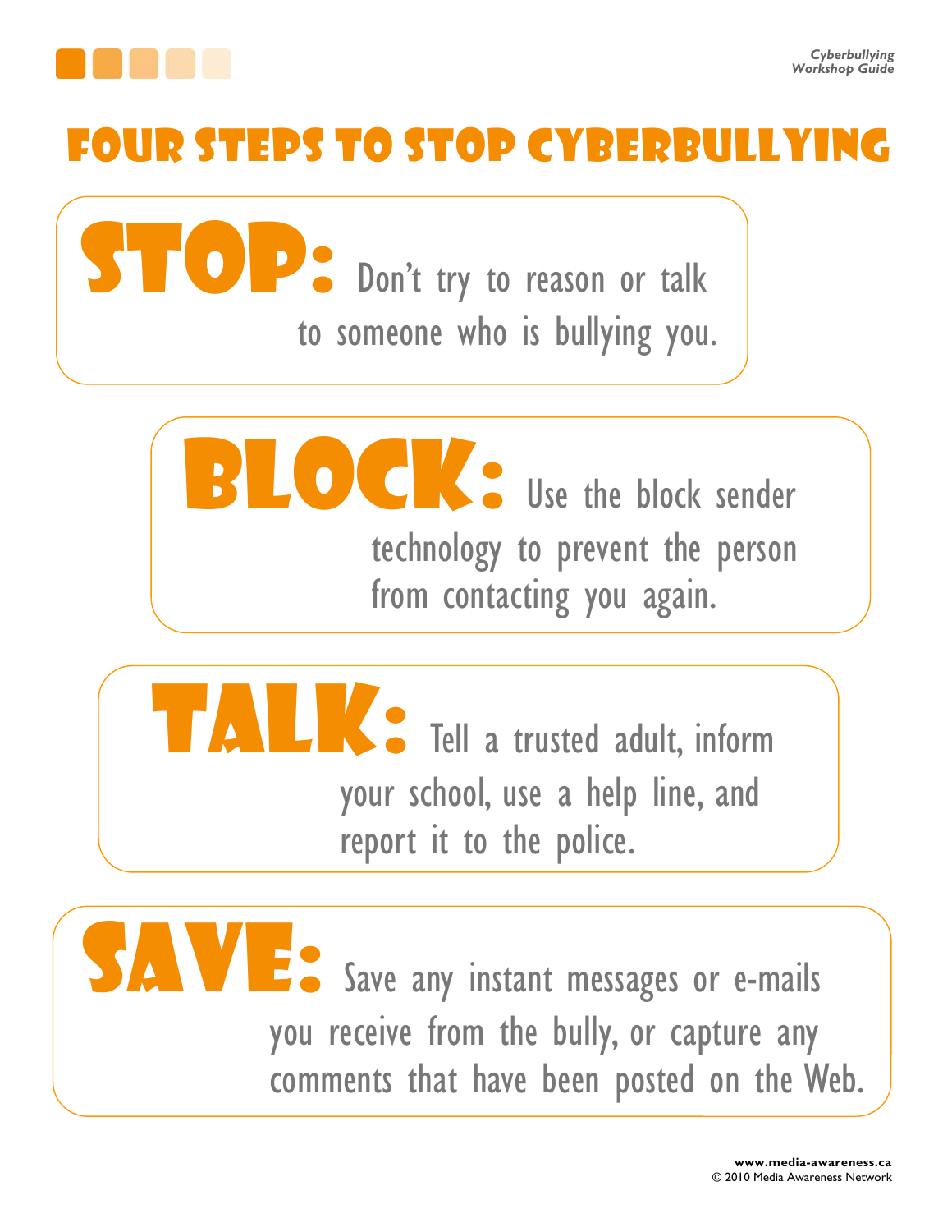# Four Steps to Stop Cyberbullying

**STOP:** Don't try to reason or talk to someone who is bullying you.

**BLOCK:** Use the block sender technology to prevent the person from contacting you again.

**TALK:** Tell a trusted adult, inform your school, use a help line, and report it to the police.

**SAVE:** Save any instant messages or e-mails you receive from the bully, or capture any comments that have been posted on the Web.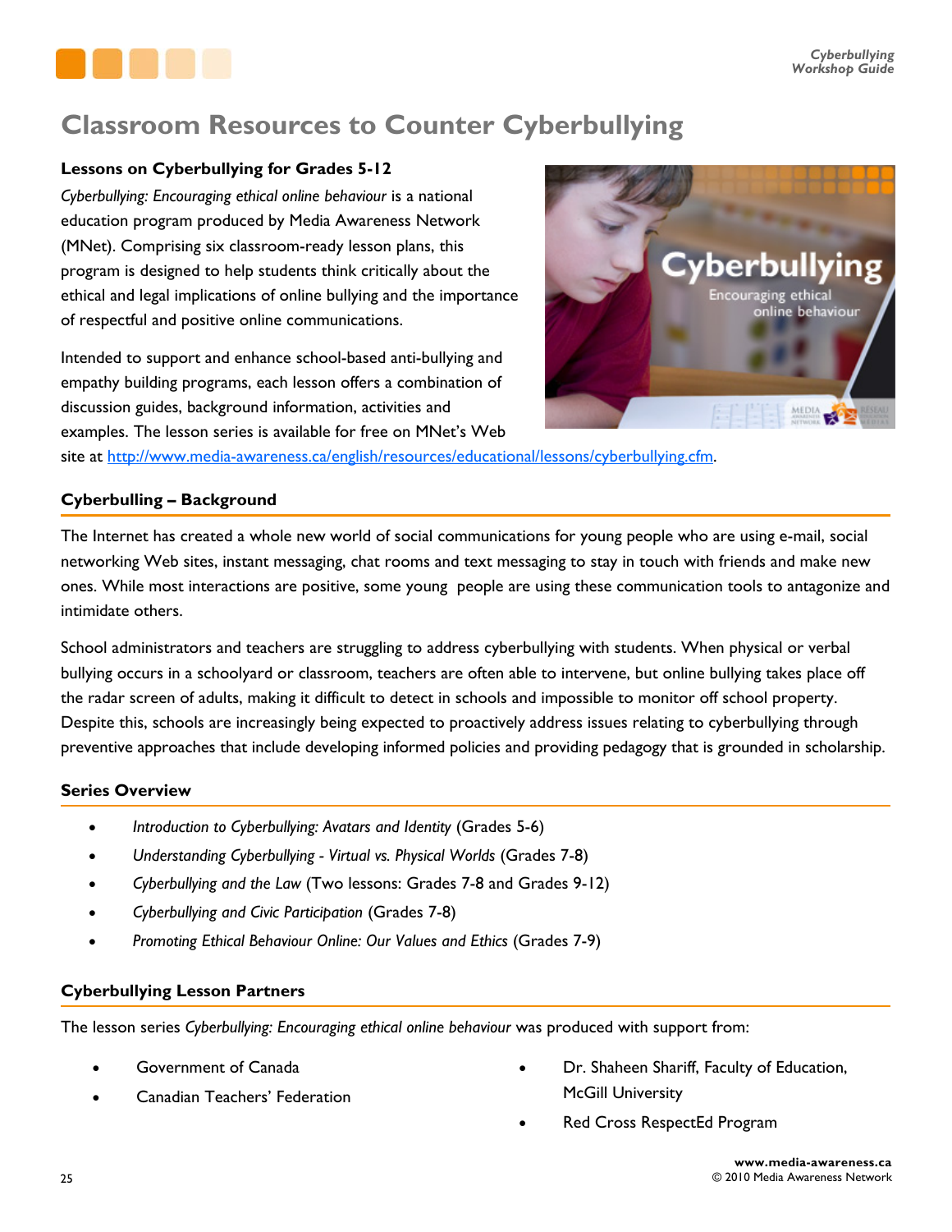# Classroom Resources to Counter Cyberbullying

**Lessons on Cyberbullying for Grades 5-12**

*Cyberbullying: Encouraging ethical online behaviour* is a national education program produced by Media Awareness Network (MNet). Comprising six classroom-ready lesson plans, this program is designed to help students think critically about the ethical and legal implications of online bullying and the importance of respectful and positive online communications.

Intended to support and enhance school-based anti-bullying and empathy building programs, each lesson offers a combination of discussion guides, background information, activities and examples. The lesson series is available for free on MNet's Web site at http://www.media-awareness.ca/english/resources/educational/lessons/cyberbullying.cfm.

## Cyberbulling – Background

The Internet has created a whole new world of social communications for young people who are using e-mail, social networking Web sites, instant messaging, chat rooms and text messaging to stay in touch with friends and make new ones. While most interactions are positive, some young people are using these communication tools to antagonize and intimidate others.

School administrators and teachers are struggling to address cyberbullying with students. When physical or verbal bullying occurs in a schoolyard or classroom, teachers are often able to intervene, but online bullying takes place off the radar screen of adults, making it difficult to detect in schools and impossible to monitor off school property. Despite this, schools are increasingly being expected to proactively address issues relating to cyberbullying through preventive approaches that include developing informed policies and providing pedagogy that is grounded in scholarship.

## Series Overview

- *Introduction to Cyberbullying: Avatars and Identity* (Grades 5-6)
- *Understanding Cyberbullying - Virtual vs. Physical Worlds* (Grades 7-8)
- *Cyberbullying and the Law* (Two lessons: Grades 7-8 and Grades 9-12)
- *Cyberbullying and Civic Participation* (Grades 7-8)
- *Promoting Ethical Behaviour Online: Our Values and Ethics* (Grades 7-9)

## Cyberbullying Lesson Partners

The lesson series *Cyberbullying: Encouraging ethical online behaviour* was produced with support from:

- Government of Canada
- Canadian Teachers' Federation
- Dr. Shaheen Shariff, Faculty of Education, McGill University
- Red Cross RespectEd Program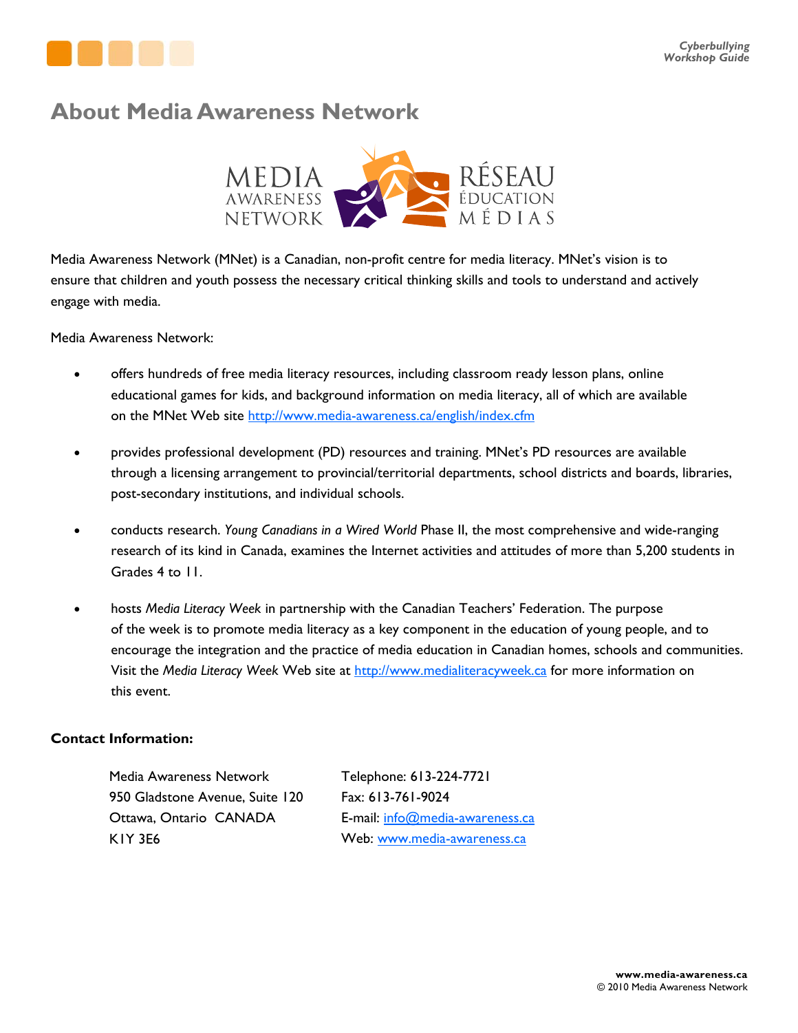# About Media Awareness Network

MEDIA AWARENESS NETWORK RÉSEAU ÉDUCATION MÉDIAS

Media Awareness Network (MNet) is a Canadian, non-profit centre for media literacy. MNet's vision is to ensure that children and youth possess the necessary critical thinking skills and tools to understand and actively engage with media.

Media Awareness Network:

- offers hundreds of free media literacy resources, including classroom ready lesson plans, online educational games for kids, and background information on media literacy, all of which are available on the MNet Web site http://www.media-awareness.ca/english/index.cfm
- provides professional development (PD) resources and training. MNet's PD resources are available through a licensing arrangement to provincial/territorial departments, school districts and boards, libraries, post-secondary institutions, and individual schools.
- conducts research. *Young Canadians in a Wired World* Phase II, the most comprehensive and wide-ranging research of its kind in Canada, examines the Internet activities and attitudes of more than 5,200 students in Grades 4 to 11.
- hosts *Media Literacy Week* in partnership with the Canadian Teachers' Federation. The purpose of the week is to promote media literacy as a key component in the education of young people, and to encourage the integration and the practice of media education in Canadian homes, schools and communities. Visit the *Media Literacy Week* Web site at http://www.medialiteracyweek.ca for more information on this event.

**Contact Information:**

Media Awareness Network
950 Gladstone Avenue, Suite 120
Ottawa, Ontario CANADA
K1Y 3E6

Telephone: 613-224-7721
Fax: 613-761-9024
E-mail: info@media-awareness.ca
Web: www.media-awareness.ca

© 2010 Media Awareness Network